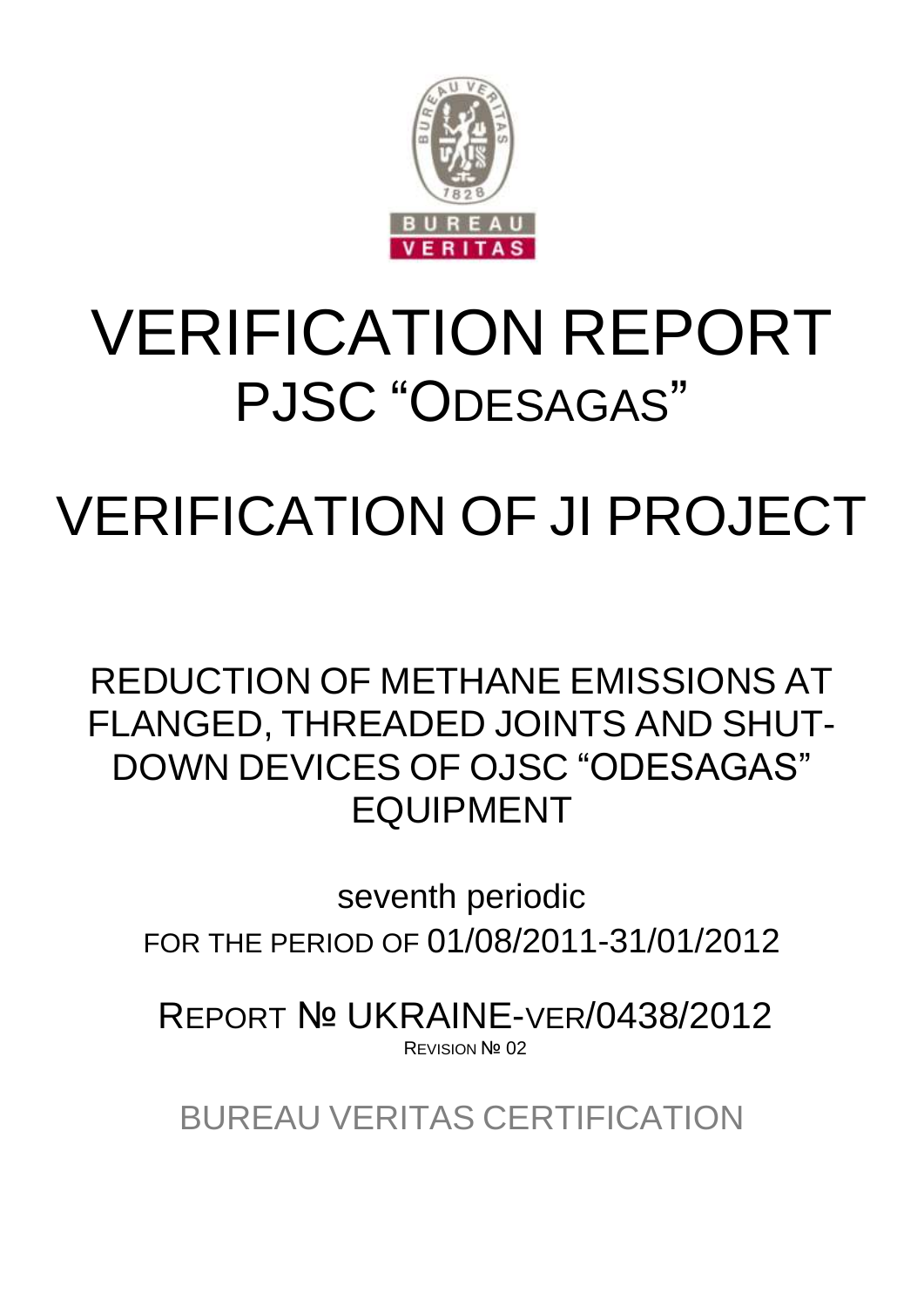# VERIFICATION REPORT

## PJSC "ODESAGAS"

# VERIFICATION OF JI PROJECT

## REDUCTION OF METHANE EMISSIONS AT FLANGED, THREADED JOINTS AND SHUT-DOWN DEVICES OF OJSC "ODESAGAS" EQUIPMENT

seventh periodic

FOR THE PERIOD OF 01/08/2011-31/01/2012

REPORT № UKRAINE-VER/0438/2012

REVISION № 02

BUREAU VERITAS CERTIFICATION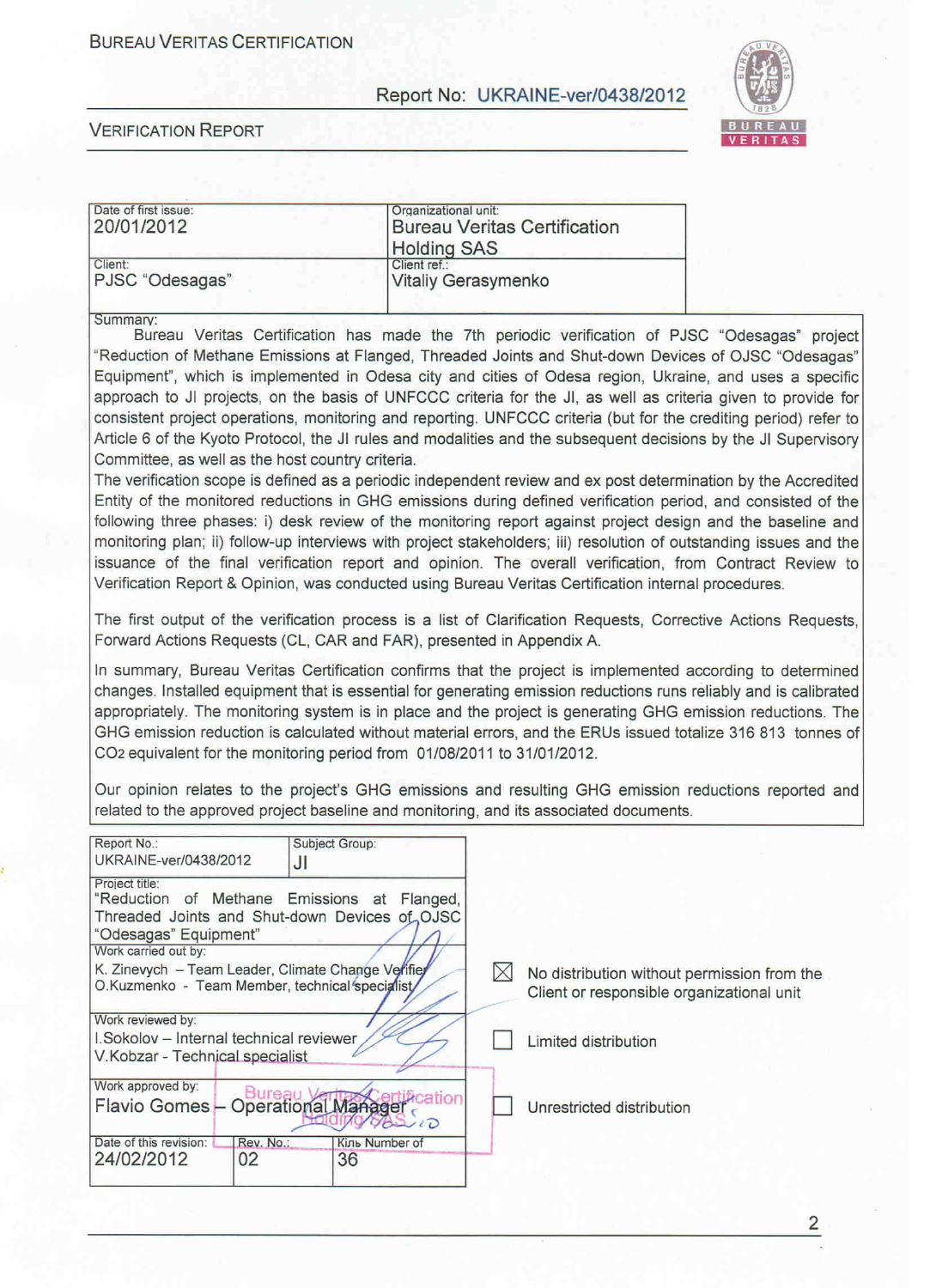BUREAU VERITAS CERTIFICATION

Report No: UKRAINE-ver/0438/2012

VERIFICATION REPORT

| Date of first issue: 20/01/2012 | Organizational unit: Bureau Veritas Certification Holding SAS |
|---|---|
| Client: PJSC "Odesagas" | Client ref.: Vitaliy Gerasymenko |

Summary:

Bureau Veritas Certification has made the 7th periodic verification of PJSC "Odesagas" project "Reduction of Methane Emissions at Flanged, Threaded Joints and Shut-down Devices of OJSC "Odesagas" Equipment", which is implemented in Odesa city and cities of Odesa region, Ukraine, and uses a specific approach to JI projects, on the basis of UNFCCC criteria for the JI, as well as criteria given to provide for consistent project operations, monitoring and reporting. UNFCCC criteria (but for the crediting period) refer to Article 6 of the Kyoto Protocol, the JI rules and modalities and the subsequent decisions by the JI Supervisory Committee, as well as the host country criteria.

The verification scope is defined as a periodic independent review and ex post determination by the Accredited Entity of the monitored reductions in GHG emissions during defined verification period, and consisted of the following three phases: i) desk review of the monitoring report against project design and the baseline and monitoring plan; ii) follow-up interviews with project stakeholders; iii) resolution of outstanding issues and the issuance of the final verification report and opinion. The overall verification, from Contract Review to Verification Report & Opinion, was conducted using Bureau Veritas Certification internal procedures.

The first output of the verification process is a list of Clarification Requests, Corrective Actions Requests, Forward Actions Requests (CL, CAR and FAR), presented in Appendix A.

In summary, Bureau Veritas Certification confirms that the project is implemented according to determined changes. Installed equipment that is essential for generating emission reductions runs reliably and is calibrated appropriately. The monitoring system is in place and the project is generating GHG emission reductions. The GHG emission reduction is calculated without material errors, and the ERUs issued totalize 316 813 tonnes of $CO_2$ equivalent for the monitoring period from 01/08/2011 to 31/01/2012.

Our opinion relates to the project's GHG emissions and resulting GHG emission reductions reported and related to the approved project baseline and monitoring, and its associated documents.

| Report No.: UKRAINE-ver/0438/2012 | Subject Group: JI | |
|---|---|---|
| Project title: "Reduction of Methane Emissions at Flanged, Threaded Joints and Shut-down Devices of OJSC "Odesagas" Equipment" | | |
| Work carried out by: K. Zinevych – Team Leader, Climate Change Verifier; O.Kuzmenko - Team Member, technical specialist | | |
| Work reviewed by: I.Sokolov – Internal technical reviewer; V.Kobzar - Technical specialist | | |
| Work approved by: Flavio Gomes – Operational Manager | | |
| Date of this revision: 24/02/2012 | Rev. No.: 02 | Кіль Number of 36 |

☒ No distribution without permission from the Client or responsible organizational unit

☐ Limited distribution

☐ Unrestricted distribution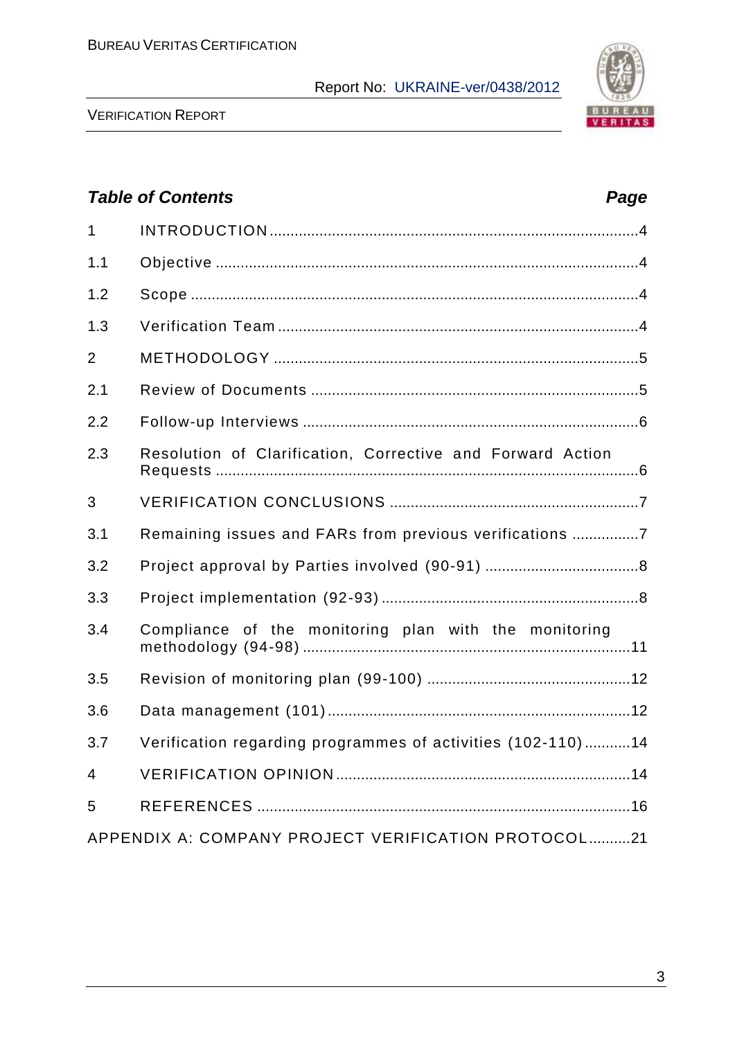## Table of Contents

| | | Page |
|---|---|---|
| 1 | INTRODUCTION | 4 |
| 1.1 | Objective | 4 |
| 1.2 | Scope | 4 |
| 1.3 | Verification Team | 4 |
| 2 | METHODOLOGY | 5 |
| 2.1 | Review of Documents | 5 |
| 2.2 | Follow-up Interviews | 6 |
| 2.3 | Resolution of Clarification, Corrective and Forward Action Requests | 6 |
| 3 | VERIFICATION CONCLUSIONS | 7 |
| 3.1 | Remaining issues and FARs from previous verifications | 7 |
| 3.2 | Project approval by Parties involved (90-91) | 8 |
| 3.3 | Project implementation (92-93) | 8 |
| 3.4 | Compliance of the monitoring plan with the monitoring methodology (94-98) | 11 |
| 3.5 | Revision of monitoring plan (99-100) | 12 |
| 3.6 | Data management (101) | 12 |
| 3.7 | Verification regarding programmes of activities (102-110) | 14 |
| 4 | VERIFICATION OPINION | 14 |
| 5 | REFERENCES | 16 |
| | APPENDIX A: COMPANY PROJECT VERIFICATION PROTOCOL | 21 |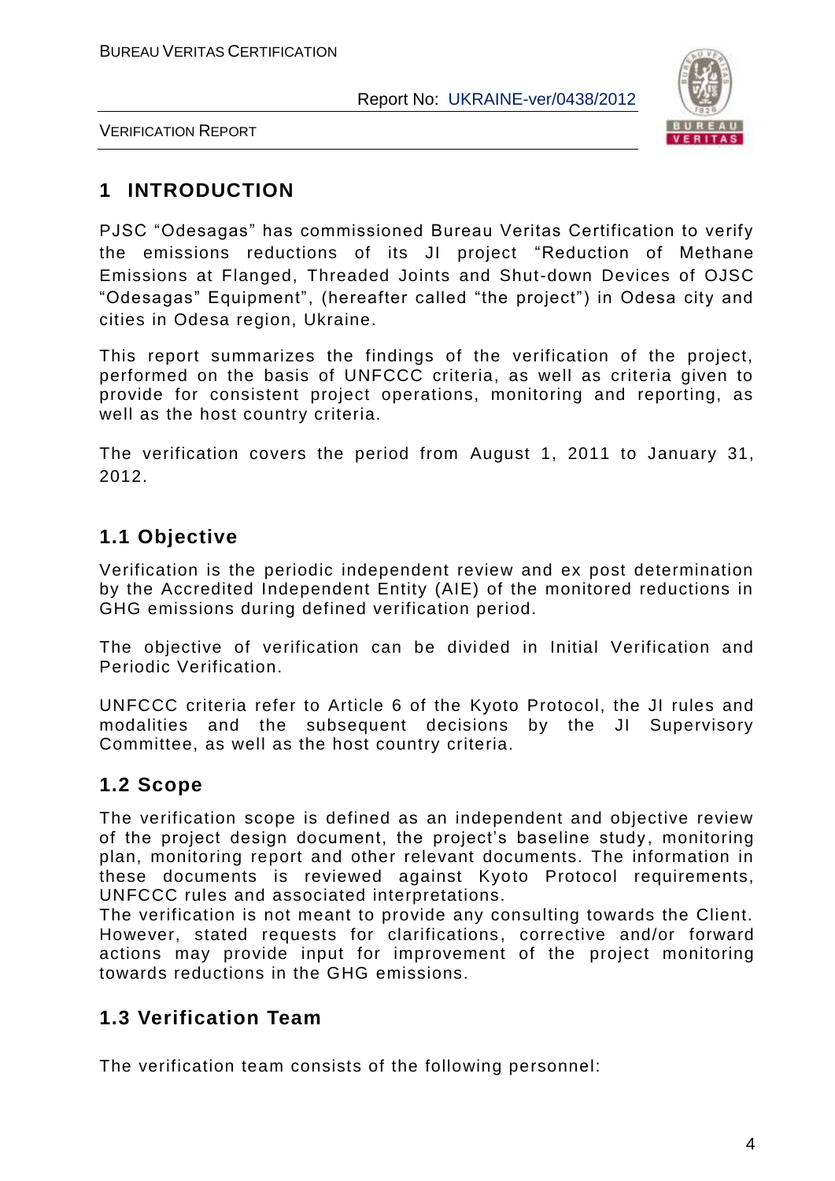# 1 INTRODUCTION

PJSC "Odesagas" has commissioned Bureau Veritas Certification to verify the emissions reductions of its JI project "Reduction of Methane Emissions at Flanged, Threaded Joints and Shut-down Devices of OJSC "Odesagas" Equipment", (hereafter called "the project") in Odesa city and cities in Odesa region, Ukraine.

This report summarizes the findings of the verification of the project, performed on the basis of UNFCCC criteria, as well as criteria given to provide for consistent project operations, monitoring and reporting, as well as the host country criteria.

The verification covers the period from August 1, 2011 to January 31, 2012.

## 1.1 Objective

Verification is the periodic independent review and ex post determination by the Accredited Independent Entity (AIE) of the monitored reductions in GHG emissions during defined verification period.

The objective of verification can be divided in Initial Verification and Periodic Verification.

UNFCCC criteria refer to Article 6 of the Kyoto Protocol, the JI rules and modalities and the subsequent decisions by the JI Supervisory Committee, as well as the host country criteria.

## 1.2 Scope

The verification scope is defined as an independent and objective review of the project design document, the project's baseline study, monitoring plan, monitoring report and other relevant documents. The information in these documents is reviewed against Kyoto Protocol requirements, UNFCCC rules and associated interpretations.

The verification is not meant to provide any consulting towards the Client. However, stated requests for clarifications, corrective and/or forward actions may provide input for improvement of the project monitoring towards reductions in the GHG emissions.

## 1.3 Verification Team

The verification team consists of the following personnel: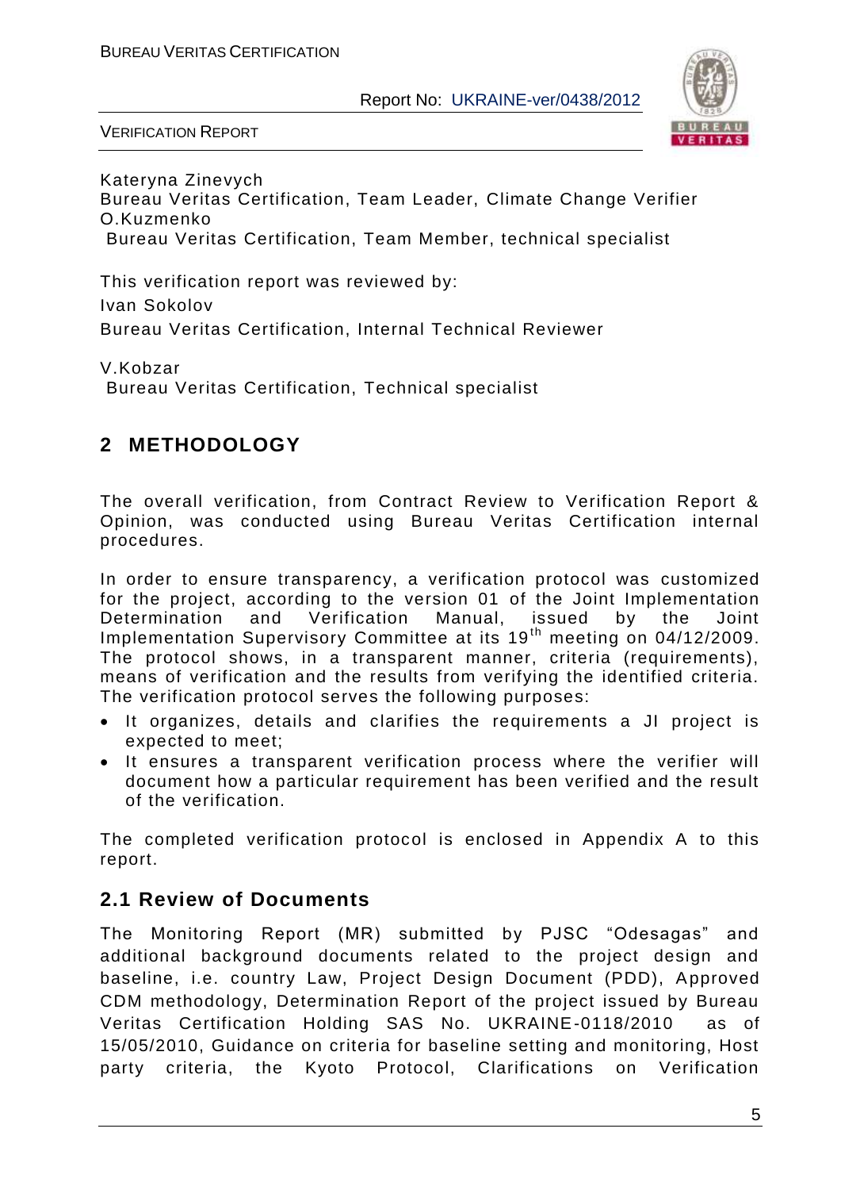Kateryna Zinevych
Bureau Veritas Certification, Team Leader, Climate Change Verifier
O.Kuzmenko
Bureau Veritas Certification, Team Member, technical specialist

This verification report was reviewed by:

Ivan Sokolov
Bureau Veritas Certification, Internal Technical Reviewer

V.Kobzar
Bureau Veritas Certification, Technical specialist

## 2 METHODOLOGY

The overall verification, from Contract Review to Verification Report & Opinion, was conducted using Bureau Veritas Certification internal procedures.

In order to ensure transparency, a verification protocol was customized for the project, according to the version 01 of the Joint Implementation Determination and Verification Manual, issued by the Joint Implementation Supervisory Committee at its 19th meeting on 04/12/2009. The protocol shows, in a transparent manner, criteria (requirements), means of verification and the results from verifying the identified criteria. The verification protocol serves the following purposes:

- It organizes, details and clarifies the requirements a JI project is expected to meet;
- It ensures a transparent verification process where the verifier will document how a particular requirement has been verified and the result of the verification.

The completed verification protocol is enclosed in Appendix A to this report.

### 2.1 Review of Documents

The Monitoring Report (MR) submitted by PJSC "Odesagas" and additional background documents related to the project design and baseline, i.e. country Law, Project Design Document (PDD), Approved CDM methodology, Determination Report of the project issued by Bureau Veritas Certification Holding SAS No. UKRAINE-0118/2010 as of 15/05/2010, Guidance on criteria for baseline setting and monitoring, Host party criteria, the Kyoto Protocol, Clarifications on Verification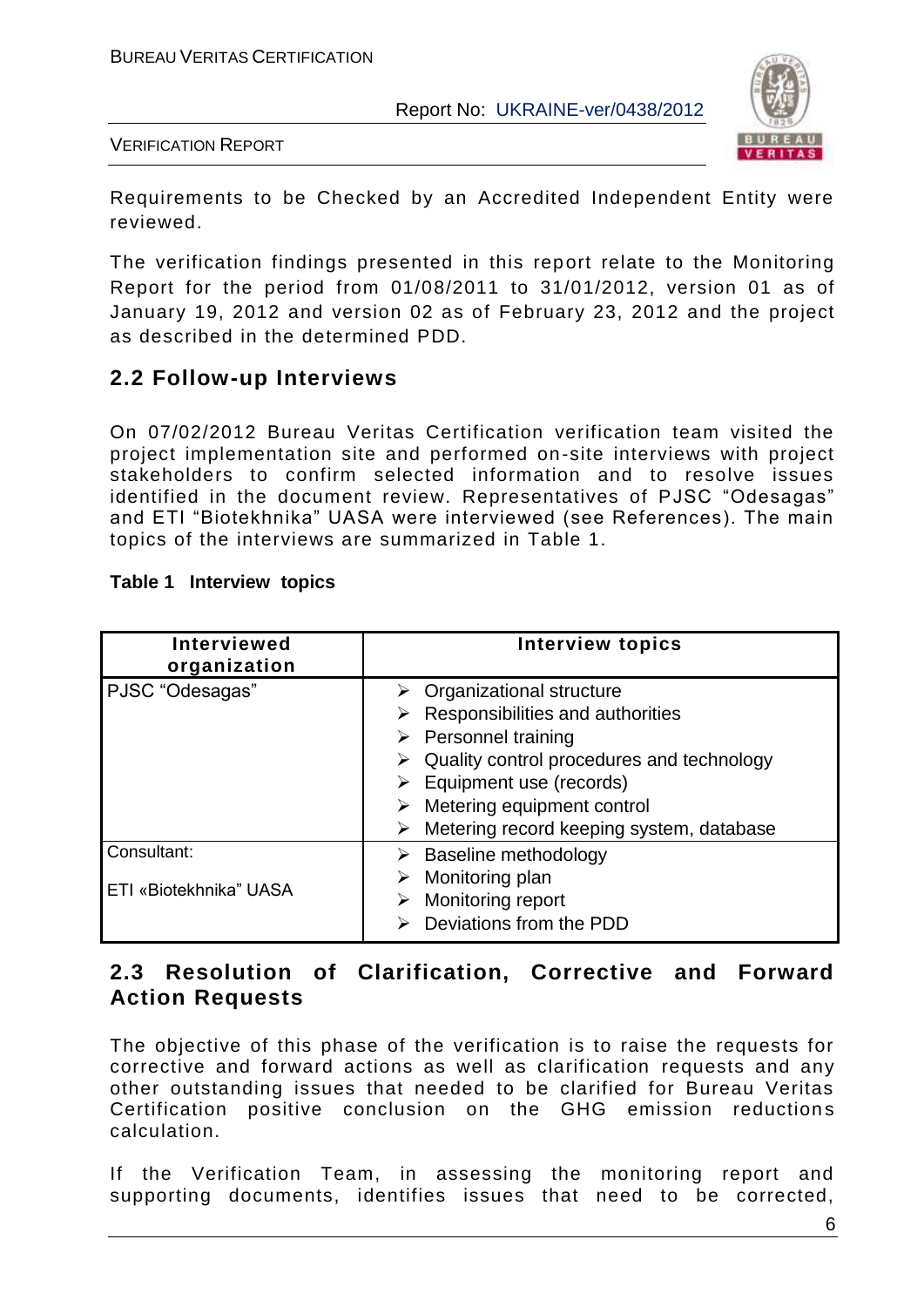Requirements to be Checked by an Accredited Independent Entity were reviewed.

The verification findings presented in this report relate to the Monitoring Report for the period from 01/08/2011 to 31/01/2012, version 01 as of January 19, 2012 and version 02 as of February 23, 2012 and the project as described in the determined PDD.

## 2.2 Follow-up Interviews

On 07/02/2012 Bureau Veritas Certification verification team visited the project implementation site and performed on-site interviews with project stakeholders to confirm selected information and to resolve issues identified in the document review. Representatives of PJSC "Odesagas" and ETI "Biotekhnika" UASA were interviewed (see References). The main topics of the interviews are summarized in Table 1.

**Table 1 Interview topics**

| Interviewed organization | Interview topics |
|---|---|
| PJSC "Odesagas" | ➢ Organizational structure<br>➢ Responsibilities and authorities<br>➢ Personnel training<br>➢ Quality control procedures and technology<br>➢ Equipment use (records)<br>➢ Metering equipment control<br>➢ Metering record keeping system, database |
| Consultant:<br><br>ETI «Biotekhnika" UASA | ➢ Baseline methodology<br>➢ Monitoring plan<br>➢ Monitoring report<br>➢ Deviations from the PDD |

## 2.3 Resolution of Clarification, Corrective and Forward Action Requests

The objective of this phase of the verification is to raise the requests for corrective and forward actions as well as clarification requests and any other outstanding issues that needed to be clarified for Bureau Veritas Certification positive conclusion on the GHG emission reductions calculation.

If the Verification Team, in assessing the monitoring report and supporting documents, identifies issues that need to be corrected,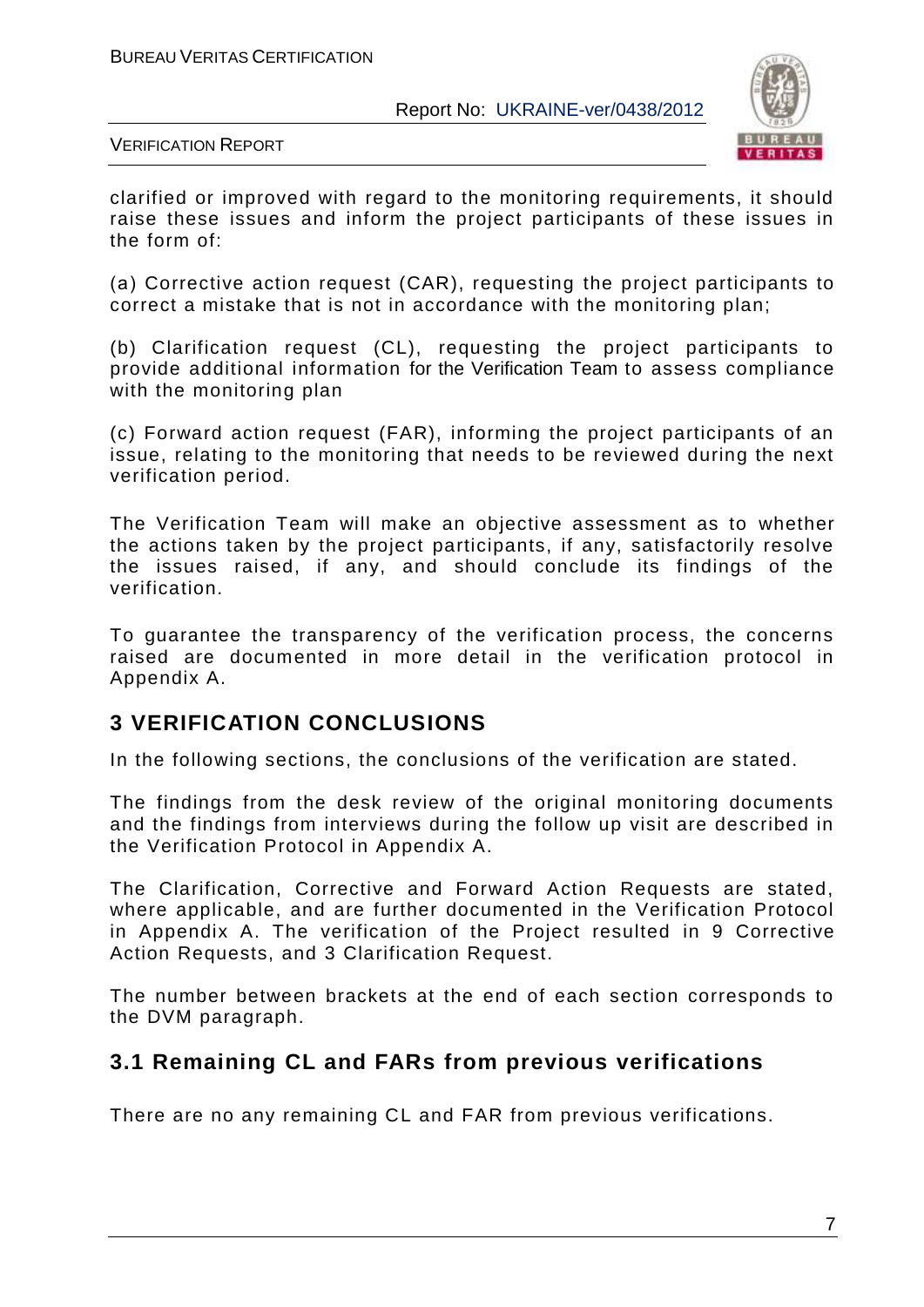clarified or improved with regard to the monitoring requirements, it should raise these issues and inform the project participants of these issues in the form of:

(a) Corrective action request (CAR), requesting the project participants to correct a mistake that is not in accordance with the monitoring plan;

(b) Clarification request (CL), requesting the project participants to provide additional information for the Verification Team to assess compliance with the monitoring plan

(c) Forward action request (FAR), informing the project participants of an issue, relating to the monitoring that needs to be reviewed during the next verification period.

The Verification Team will make an objective assessment as to whether the actions taken by the project participants, if any, satisfactorily resolve the issues raised, if any, and should conclude its findings of the verification.

To guarantee the transparency of the verification process, the concerns raised are documented in more detail in the verification protocol in Appendix A.

## 3 VERIFICATION CONCLUSIONS

In the following sections, the conclusions of the verification are stated.

The findings from the desk review of the original monitoring documents and the findings from interviews during the follow up visit are described in the Verification Protocol in Appendix A.

The Clarification, Corrective and Forward Action Requests are stated, where applicable, and are further documented in the Verification Protocol in Appendix A. The verification of the Project resulted in 9 Corrective Action Requests, and 3 Clarification Request.

The number between brackets at the end of each section corresponds to the DVM paragraph.

### 3.1 Remaining CL and FARs from previous verifications

There are no any remaining CL and FAR from previous verifications.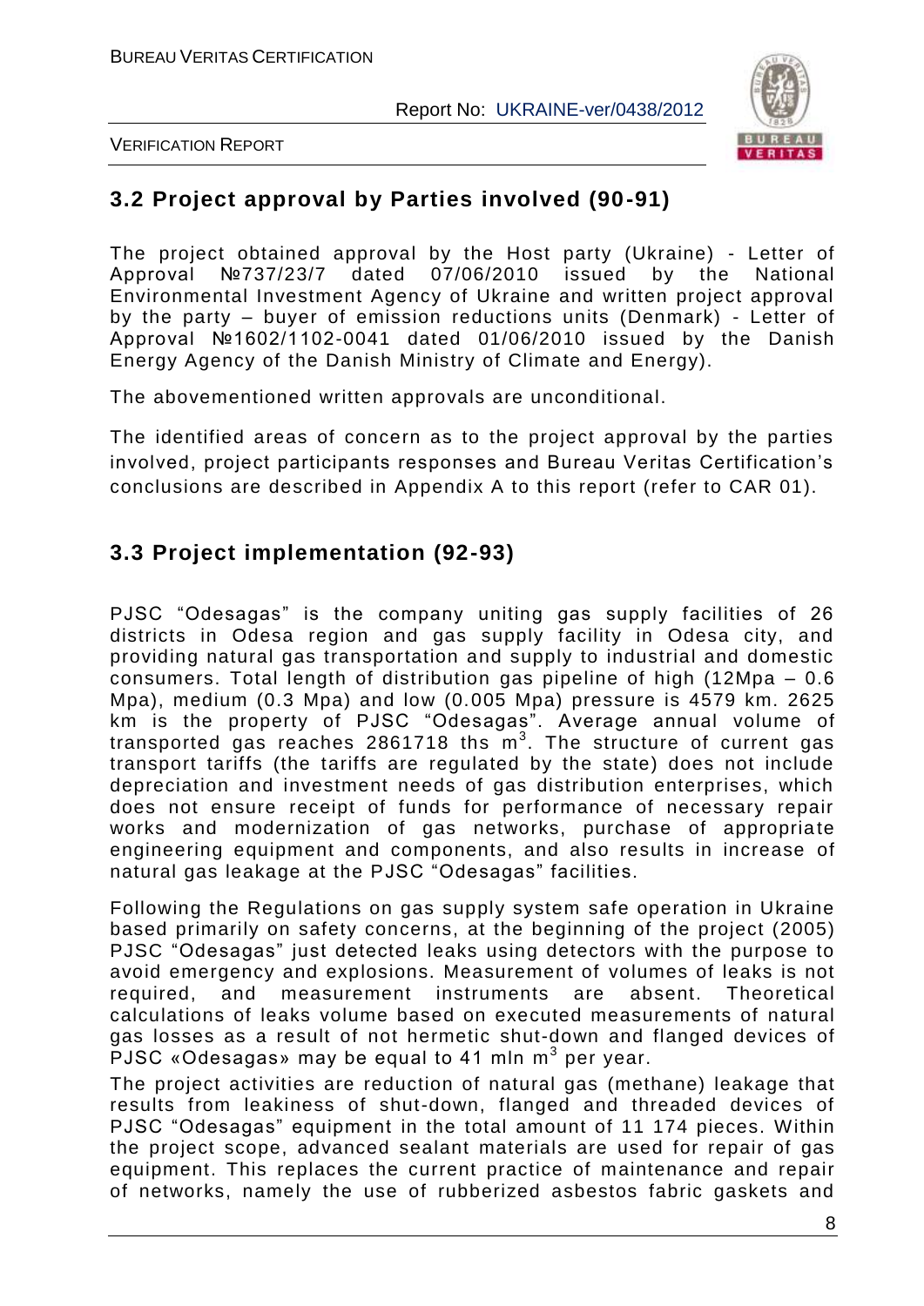## 3.2 Project approval by Parties involved (90-91)

The project obtained approval by the Host party (Ukraine) - Letter of Approval №737/23/7 dated 07/06/2010 issued by the National Environmental Investment Agency of Ukraine and written project approval by the party – buyer of emission reductions units (Denmark) - Letter of Approval №1602/1102-0041 dated 01/06/2010 issued by the Danish Energy Agency of the Danish Ministry of Climate and Energy).

The abovementioned written approvals are unconditional.

The identified areas of concern as to the project approval by the parties involved, project participants responses and Bureau Veritas Certification's conclusions are described in Appendix A to this report (refer to CAR 01).

## 3.3 Project implementation (92-93)

PJSC "Odesagas" is the company uniting gas supply facilities of 26 districts in Odesa region and gas supply facility in Odesa city, and providing natural gas transportation and supply to industrial and domestic consumers. Total length of distribution gas pipeline of high (12Mpa – 0.6 Mpa), medium (0.3 Mpa) and low (0.005 Mpa) pressure is 4579 km. 2625 km is the property of PJSC "Odesagas". Average annual volume of transported gas reaches 2861718 ths $m^3$. The structure of current gas transport tariffs (the tariffs are regulated by the state) does not include depreciation and investment needs of gas distribution enterprises, which does not ensure receipt of funds for performance of necessary repair works and modernization of gas networks, purchase of appropriate engineering equipment and components, and also results in increase of natural gas leakage at the PJSC "Odesagas" facilities.

Following the Regulations on gas supply system safe operation in Ukraine based primarily on safety concerns, at the beginning of the project (2005) PJSC "Odesagas" just detected leaks using detectors with the purpose to avoid emergency and explosions. Measurement of volumes of leaks is not required, and measurement instruments are absent. Theoretical calculations of leaks volume based on executed measurements of natural gas losses as a result of not hermetic shut-down and flanged devices of PJSC «Odesagas» may be equal to 41 mln $m^3$ per year.

The project activities are reduction of natural gas (methane) leakage that results from leakiness of shut-down, flanged and threaded devices of PJSC "Odesagas" equipment in the total amount of 11 174 pieces. Within the project scope, advanced sealant materials are used for repair of gas equipment. This replaces the current practice of maintenance and repair of networks, namely the use of rubberized asbestos fabric gaskets and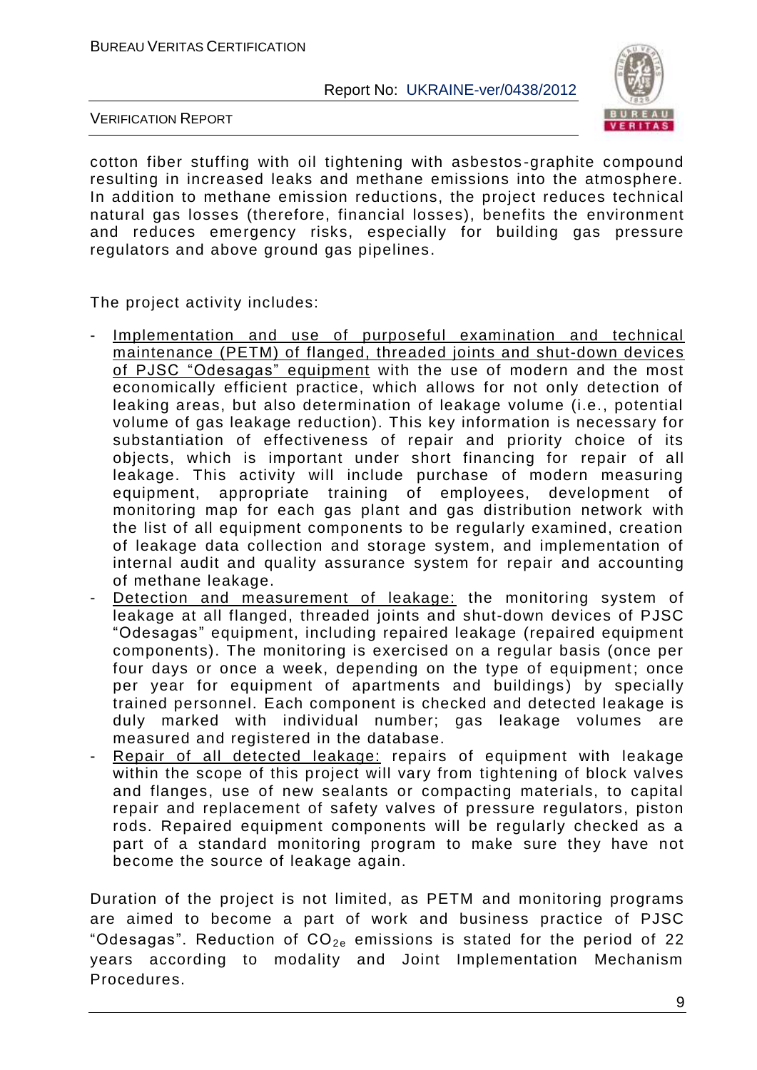cotton fiber stuffing with oil tightening with asbestos-graphite compound resulting in increased leaks and methane emissions into the atmosphere. In addition to methane emission reductions, the project reduces technical natural gas losses (therefore, financial losses), benefits the environment and reduces emergency risks, especially for building gas pressure regulators and above ground gas pipelines.

The project activity includes:

- Implementation and use of purposeful examination and technical maintenance (PETM) of flanged, threaded joints and shut-down devices of PJSC "Odesagas" equipment with the use of modern and the most economically efficient practice, which allows for not only detection of leaking areas, but also determination of leakage volume (i.e., potential volume of gas leakage reduction). This key information is necessary for substantiation of effectiveness of repair and priority choice of its objects, which is important under short financing for repair of all leakage. This activity will include purchase of modern measuring equipment, appropriate training of employees, development of monitoring map for each gas plant and gas distribution network with the list of all equipment components to be regularly examined, creation of leakage data collection and storage system, and implementation of internal audit and quality assurance system for repair and accounting of methane leakage.
- Detection and measurement of leakage: the monitoring system of leakage at all flanged, threaded joints and shut-down devices of PJSC "Odesagas" equipment, including repaired leakage (repaired equipment components). The monitoring is exercised on a regular basis (once per four days or once a week, depending on the type of equipment; once per year for equipment of apartments and buildings) by specially trained personnel. Each component is checked and detected leakage is duly marked with individual number; gas leakage volumes are measured and registered in the database.
- Repair of all detected leakage: repairs of equipment with leakage within the scope of this project will vary from tightening of block valves and flanges, use of new sealants or compacting materials, to capital repair and replacement of safety valves of pressure regulators, piston rods. Repaired equipment components will be regularly checked as a part of a standard monitoring program to make sure they have not become the source of leakage again.

Duration of the project is not limited, as PETM and monitoring programs are aimed to become a part of work and business practice of PJSC "Odesagas". Reduction of $CO_{2e}$ emissions is stated for the period of 22 years according to modality and Joint Implementation Mechanism Procedures.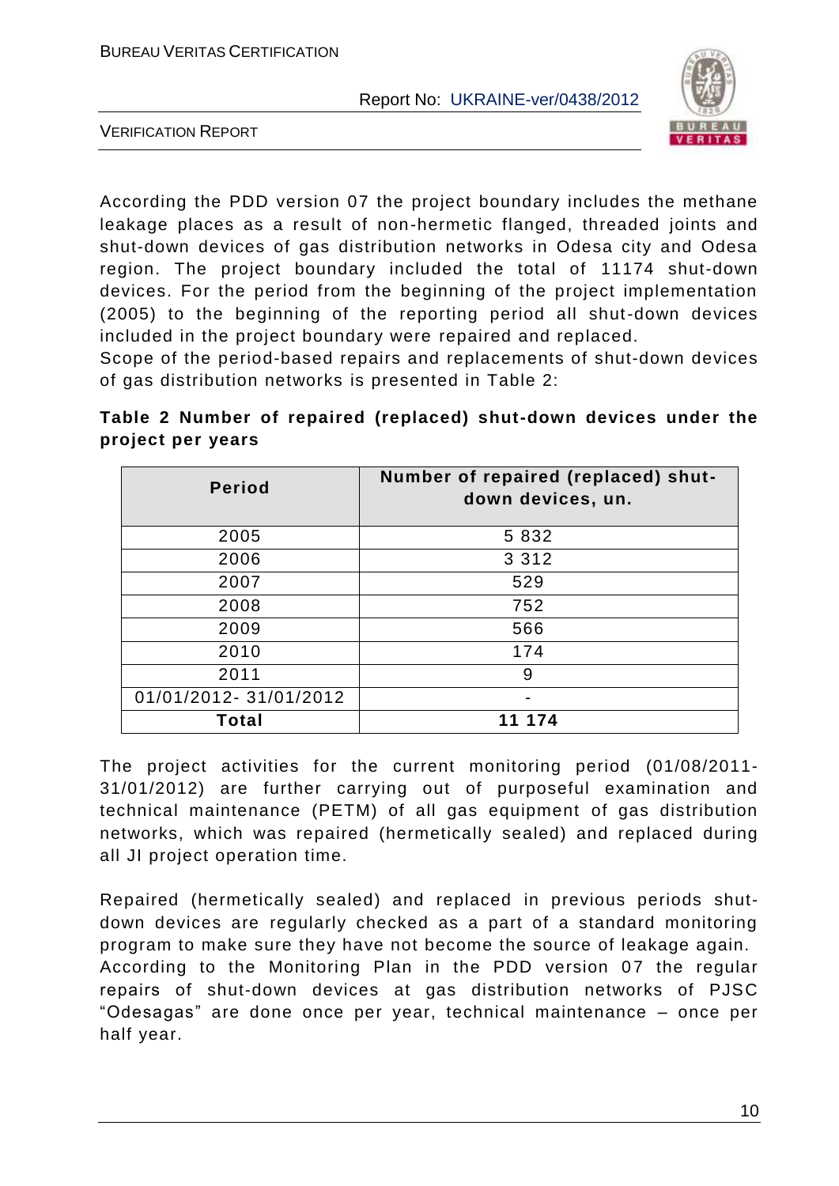According the PDD version 07 the project boundary includes the methane leakage places as a result of non-hermetic flanged, threaded joints and shut-down devices of gas distribution networks in Odesa city and Odesa region. The project boundary included the total of 11174 shut-down devices. For the period from the beginning of the project implementation (2005) to the beginning of the reporting period all shut-down devices included in the project boundary were repaired and replaced.
Scope of the period-based repairs and replacements of shut-down devices of gas distribution networks is presented in Table 2:

**Table 2 Number of repaired (replaced) shut-down devices under the project per years**

| Period | Number of repaired (replaced) shut-down devices, un. |
|---|---|
| 2005 | 5 832 |
| 2006 | 3 312 |
| 2007 | 529 |
| 2008 | 752 |
| 2009 | 566 |
| 2010 | 174 |
| 2011 | 9 |
| 01/01/2012- 31/01/2012 | - |
| **Total** | **11 174** |

The project activities for the current monitoring period (01/08/2011-31/01/2012) are further carrying out of purposeful examination and technical maintenance (PETM) of all gas equipment of gas distribution networks, which was repaired (hermetically sealed) and replaced during all JI project operation time.

Repaired (hermetically sealed) and replaced in previous periods shut-down devices are regularly checked as a part of a standard monitoring program to make sure they have not become the source of leakage again.
According to the Monitoring Plan in the PDD version 07 the regular repairs of shut-down devices at gas distribution networks of PJSC "Odesagas" are done once per year, technical maintenance – once per half year.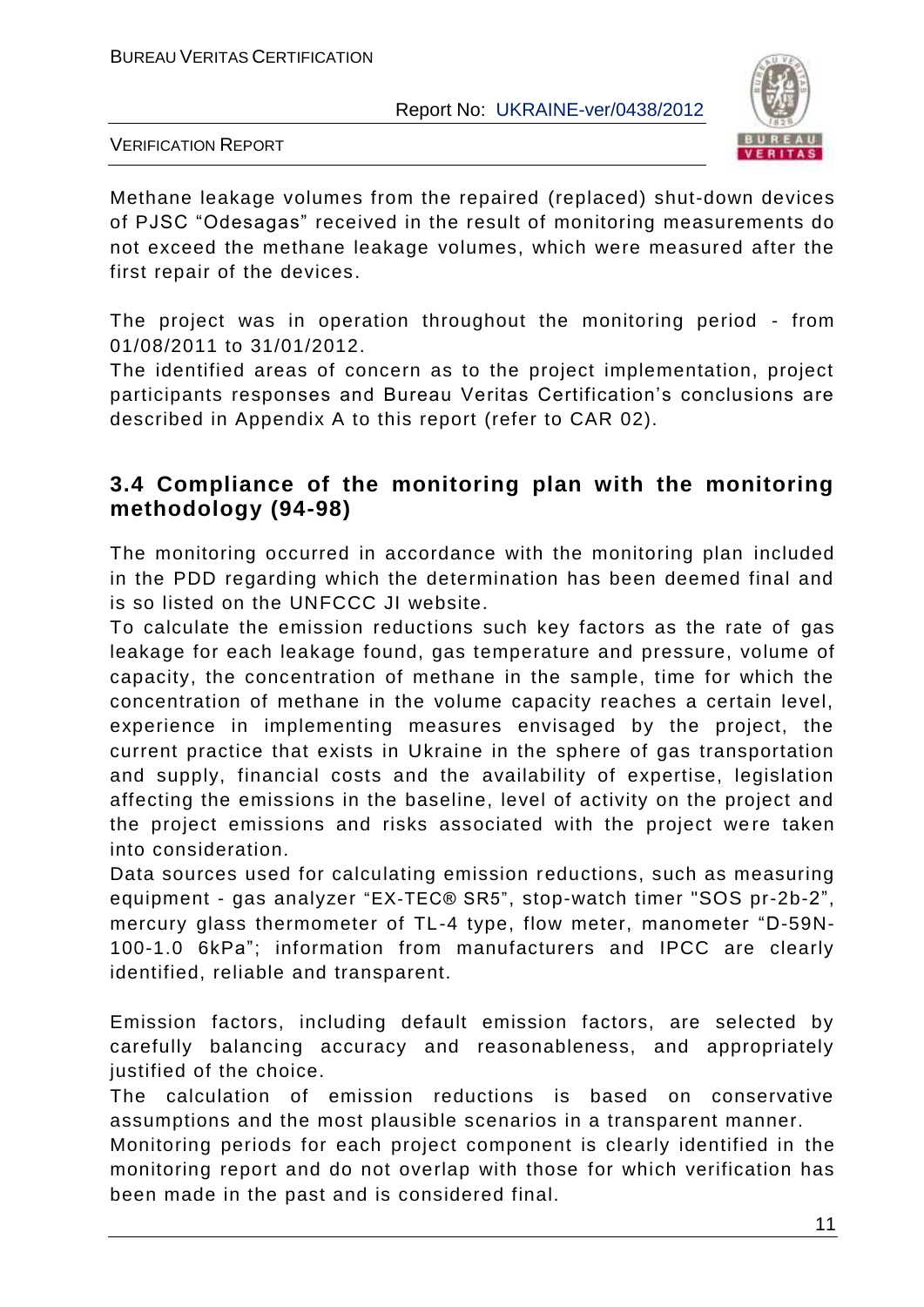Methane leakage volumes from the repaired (replaced) shut-down devices of PJSC "Odesagas" received in the result of monitoring measurements do not exceed the methane leakage volumes, which were measured after the first repair of the devices.

The project was in operation throughout the monitoring period - from 01/08/2011 to 31/01/2012.
The identified areas of concern as to the project implementation, project participants responses and Bureau Veritas Certification's conclusions are described in Appendix A to this report (refer to CAR 02).

## 3.4 Compliance of the monitoring plan with the monitoring methodology (94-98)

The monitoring occurred in accordance with the monitoring plan included in the PDD regarding which the determination has been deemed final and is so listed on the UNFCCC JI website.
To calculate the emission reductions such key factors as the rate of gas leakage for each leakage found, gas temperature and pressure, volume of capacity, the concentration of methane in the sample, time for which the concentration of methane in the volume capacity reaches a certain level, experience in implementing measures envisaged by the project, the current practice that exists in Ukraine in the sphere of gas transportation and supply, financial costs and the availability of expertise, legislation affecting the emissions in the baseline, level of activity on the project and the project emissions and risks associated with the project were taken into consideration.
Data sources used for calculating emission reductions, such as measuring equipment - gas analyzer "EX-TEC® SR5", stop-watch timer "SOS pr-2b-2", mercury glass thermometer of TL-4 type, flow meter, manometer "D-59N-100-1.0 6kPa"; information from manufacturers and IPCC are clearly identified, reliable and transparent.

Emission factors, including default emission factors, are selected by carefully balancing accuracy and reasonableness, and appropriately justified of the choice.
The calculation of emission reductions is based on conservative assumptions and the most plausible scenarios in a transparent manner.
Monitoring periods for each project component is clearly identified in the monitoring report and do not overlap with those for which verification has been made in the past and is considered final.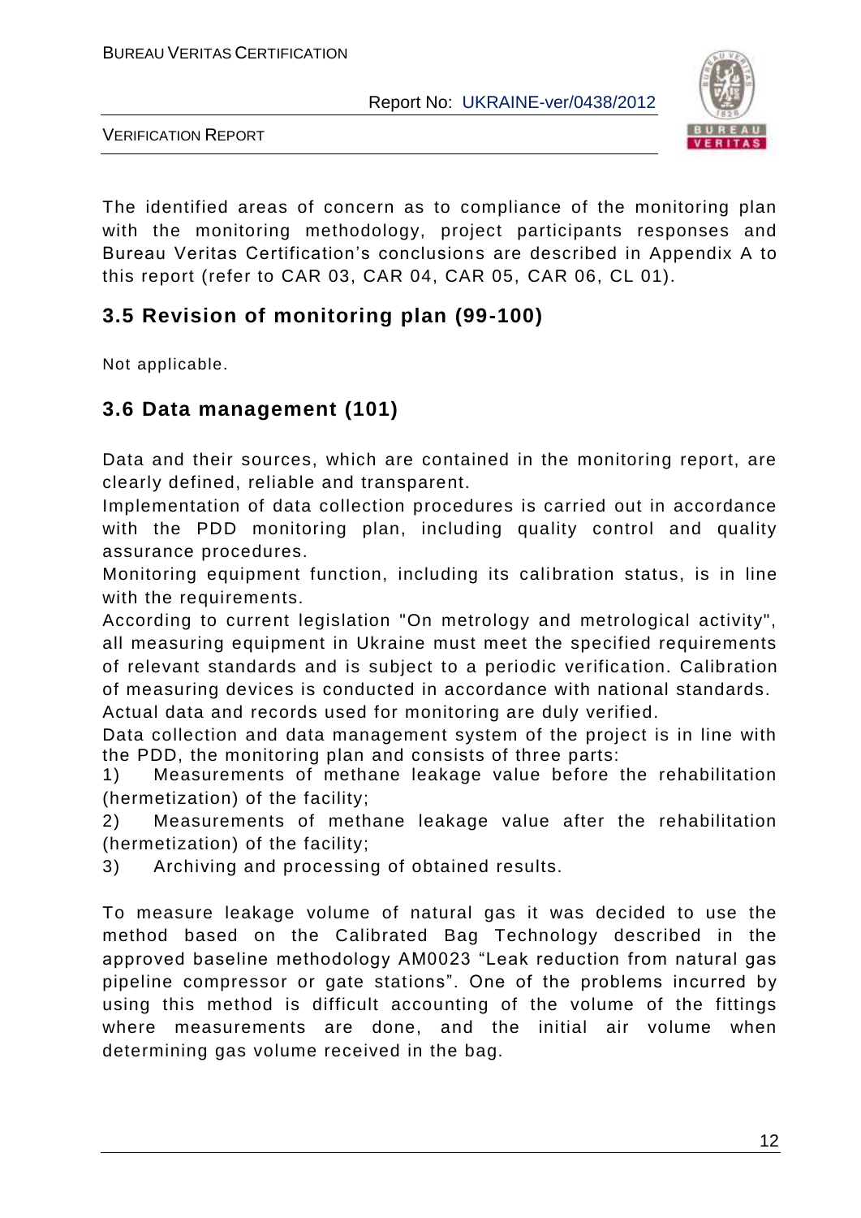The identified areas of concern as to compliance of the monitoring plan with the monitoring methodology, project participants responses and Bureau Veritas Certification's conclusions are described in Appendix A to this report (refer to CAR 03, CAR 04, CAR 05, CAR 06, CL 01).

## 3.5 Revision of monitoring plan (99-100)

Not applicable.

## 3.6 Data management (101)

Data and their sources, which are contained in the monitoring report, are clearly defined, reliable and transparent.

Implementation of data collection procedures is carried out in accordance with the PDD monitoring plan, including quality control and quality assurance procedures.

Monitoring equipment function, including its calibration status, is in line with the requirements.

According to current legislation "On metrology and metrological activity", all measuring equipment in Ukraine must meet the specified requirements of relevant standards and is subject to a periodic verification. Calibration of measuring devices is conducted in accordance with national standards.

Actual data and records used for monitoring are duly verified.

Data collection and data management system of the project is in line with the PDD, the monitoring plan and consists of three parts:

1) Measurements of methane leakage value before the rehabilitation (hermetization) of the facility;
2) Measurements of methane leakage value after the rehabilitation (hermetization) of the facility;
3) Archiving and processing of obtained results.

To measure leakage volume of natural gas it was decided to use the method based on the Calibrated Bag Technology described in the approved baseline methodology AM0023 "Leak reduction from natural gas pipeline compressor or gate stations". One of the problems incurred by using this method is difficult accounting of the volume of the fittings where measurements are done, and the initial air volume when determining gas volume received in the bag.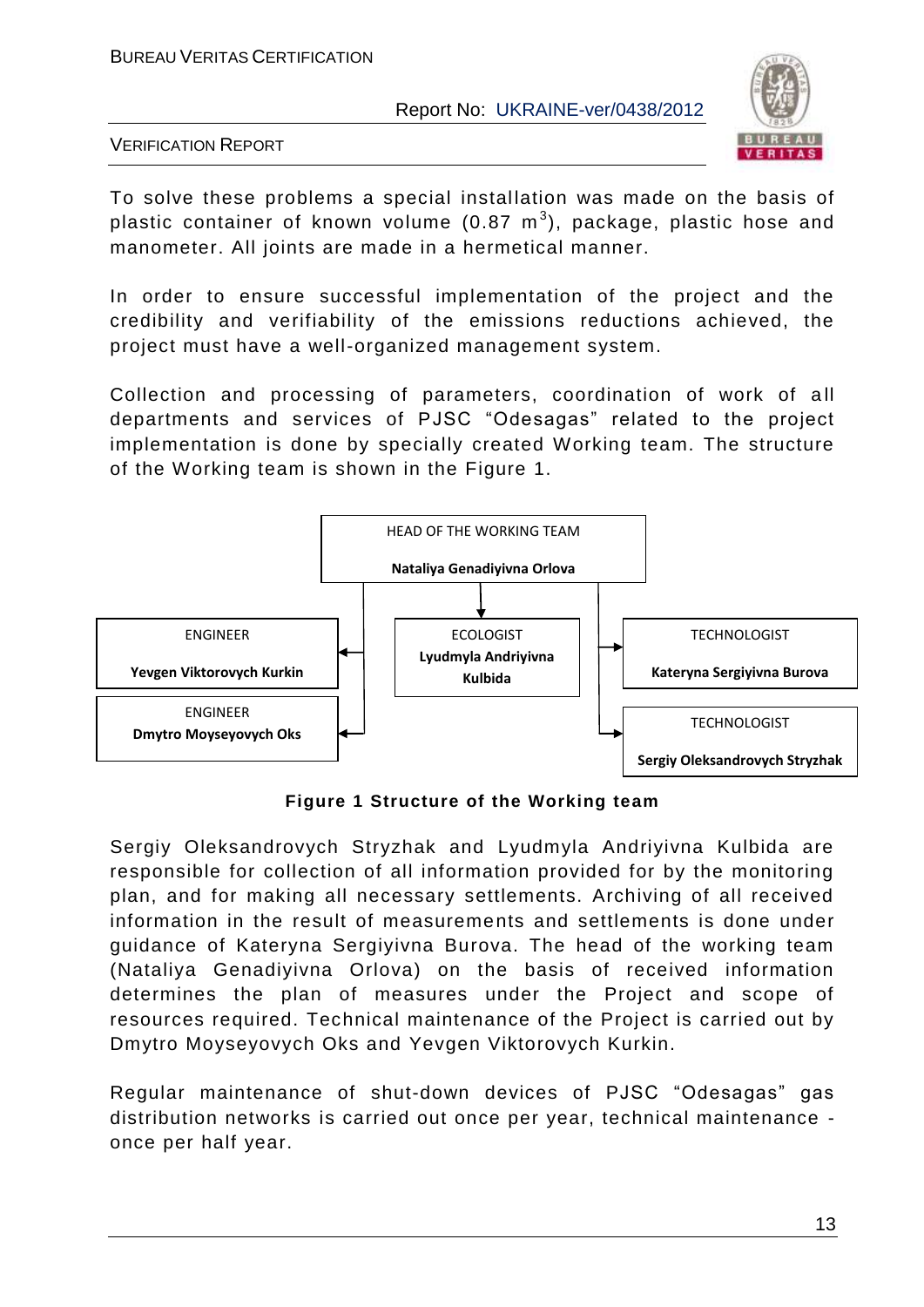To solve these problems a special installation was made on the basis of plastic container of known volume (0.87 $m^3$), package, plastic hose and manometer. All joints are made in a hermetical manner.

In order to ensure successful implementation of the project and the credibility and verifiability of the emissions reductions achieved, the project must have a well-organized management system.

Collection and processing of parameters, coordination of work of all departments and services of PJSC "Odesagas" related to the project implementation is done by specially created Working team. The structure of the Working team is shown in the Figure 1.

HEAD OF THE WORKING TEAM
**Nataliya Genadiyivna Orlova**

ENGINEER
**Yevgen Viktorovych Kurkin**

ENGINEER
**Dmytro Moyseyovych Oks**

ECOLOGIST
**Lyudmyla Andriyivna Kulbida**

TECHNOLOGIST
**Kateryna Sergiyivna Burova**

TECHNOLOGIST
**Sergiy Oleksandrovych Stryzhak**

**Figure 1 Structure of the Working team**

Sergiy Oleksandrovych Stryzhak and Lyudmyla Andriyivna Kulbida are responsible for collection of all information provided for by the monitoring plan, and for making all necessary settlements. Archiving of all received information in the result of measurements and settlements is done under guidance of Kateryna Sergiyivna Burova. The head of the working team (Nataliya Genadiyivna Orlova) on the basis of received information determines the plan of measures under the Project and scope of resources required. Technical maintenance of the Project is carried out by Dmytro Moyseyovych Oks and Yevgen Viktorovych Kurkin.

Regular maintenance of shut-down devices of PJSC "Odesagas" gas distribution networks is carried out once per year, technical maintenance - once per half year.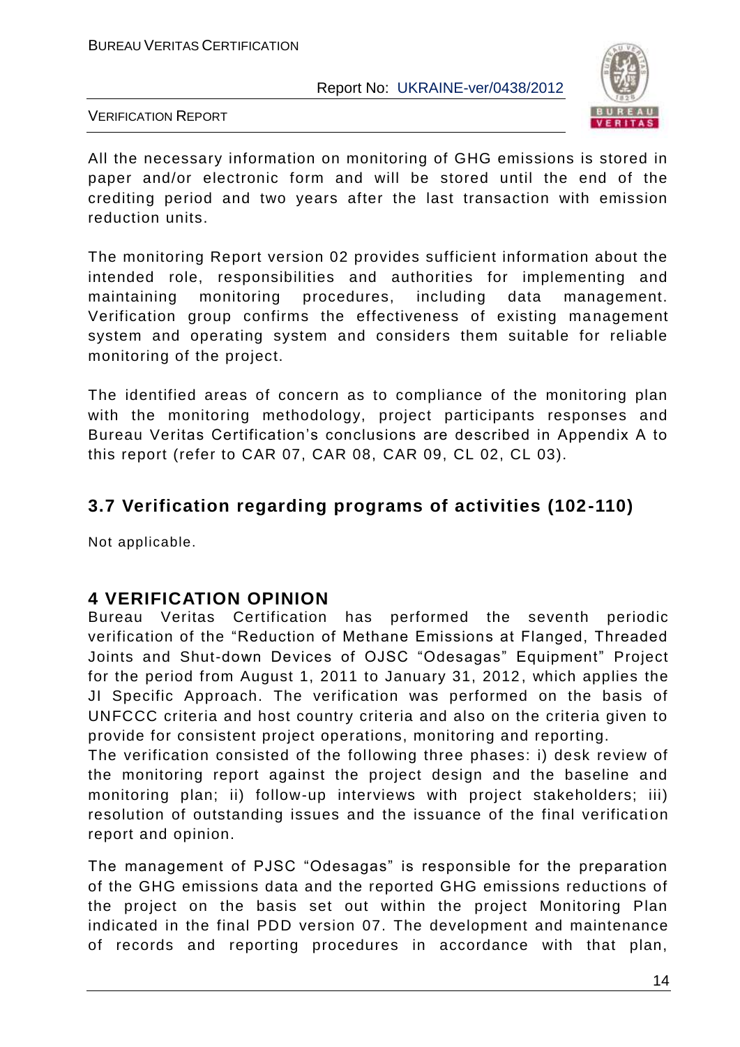All the necessary information on monitoring of GHG emissions is stored in paper and/or electronic form and will be stored until the end of the crediting period and two years after the last transaction with emission reduction units.

The monitoring Report version 02 provides sufficient information about the intended role, responsibilities and authorities for implementing and maintaining monitoring procedures, including data management. Verification group confirms the effectiveness of existing management system and operating system and considers them suitable for reliable monitoring of the project.

The identified areas of concern as to compliance of the monitoring plan with the monitoring methodology, project participants responses and Bureau Veritas Certification's conclusions are described in Appendix A to this report (refer to CAR 07, CAR 08, CAR 09, CL 02, CL 03).

## 3.7 Verification regarding programs of activities (102-110)

Not applicable.

# 4 VERIFICATION OPINION

Bureau Veritas Certification has performed the seventh periodic verification of the "Reduction of Methane Emissions at Flanged, Threaded Joints and Shut-down Devices of OJSC "Odesagas" Equipment" Project for the period from August 1, 2011 to January 31, 2012, which applies the JI Specific Approach. The verification was performed on the basis of UNFCCC criteria and host country criteria and also on the criteria given to provide for consistent project operations, monitoring and reporting.

The verification consisted of the following three phases: i) desk review of the monitoring report against the project design and the baseline and monitoring plan; ii) follow-up interviews with project stakeholders; iii) resolution of outstanding issues and the issuance of the final verification report and opinion.

The management of PJSC "Odesagas" is responsible for the preparation of the GHG emissions data and the reported GHG emissions reductions of the project on the basis set out within the project Monitoring Plan indicated in the final PDD version 07. The development and maintenance of records and reporting procedures in accordance with that plan,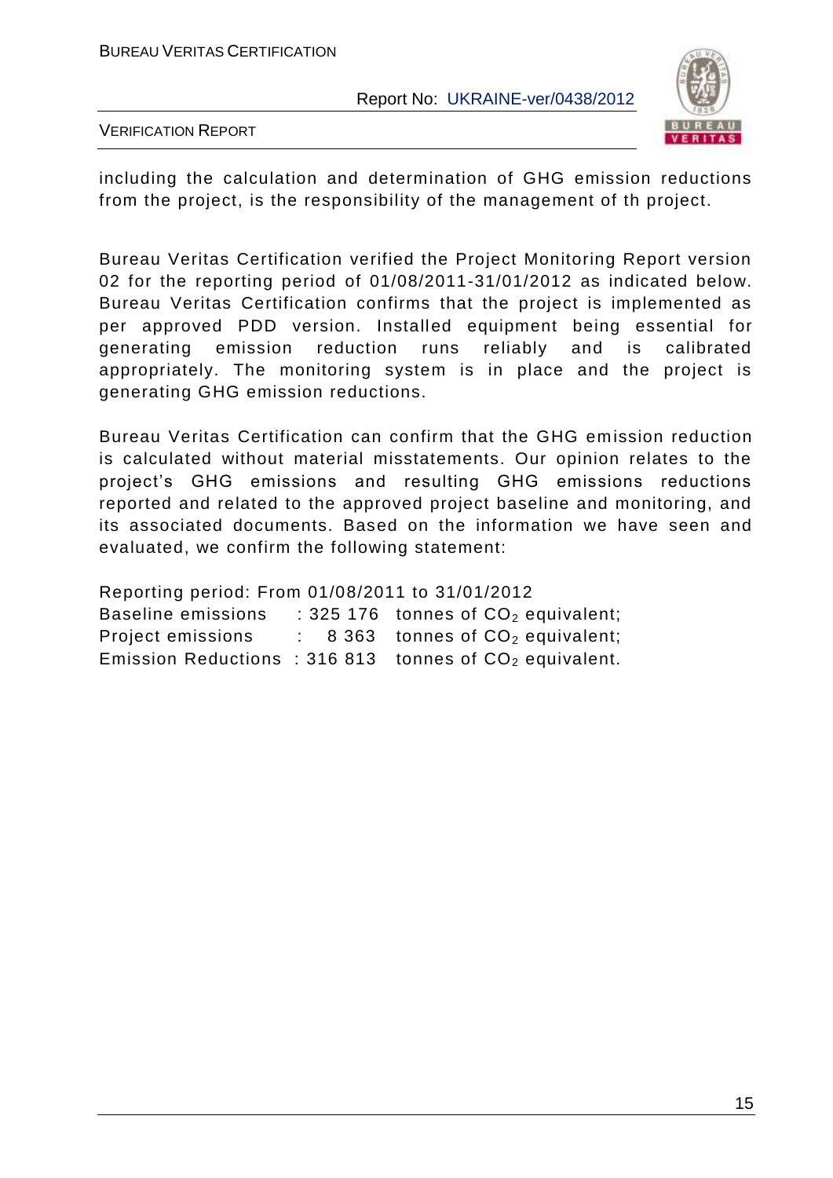including the calculation and determination of GHG emission reductions from the project, is the responsibility of the management of th project.

Bureau Veritas Certification verified the Project Monitoring Report version 02 for the reporting period of 01/08/2011-31/01/2012 as indicated below. Bureau Veritas Certification confirms that the project is implemented as per approved PDD version. Installed equipment being essential for generating emission reduction runs reliably and is calibrated appropriately. The monitoring system is in place and the project is generating GHG emission reductions.

Bureau Veritas Certification can confirm that the GHG emission reduction is calculated without material misstatements. Our opinion relates to the project's GHG emissions and resulting GHG emissions reductions reported and related to the approved project baseline and monitoring, and its associated documents. Based on the information we have seen and evaluated, we confirm the following statement:

Reporting period: From 01/08/2011 to 31/01/2012
Baseline emissions : 325 176 tonnes of $CO_2$ equivalent;
Project emissions : 8 363 tonnes of $CO_2$ equivalent;
Emission Reductions : 316 813 tonnes of $CO_2$ equivalent.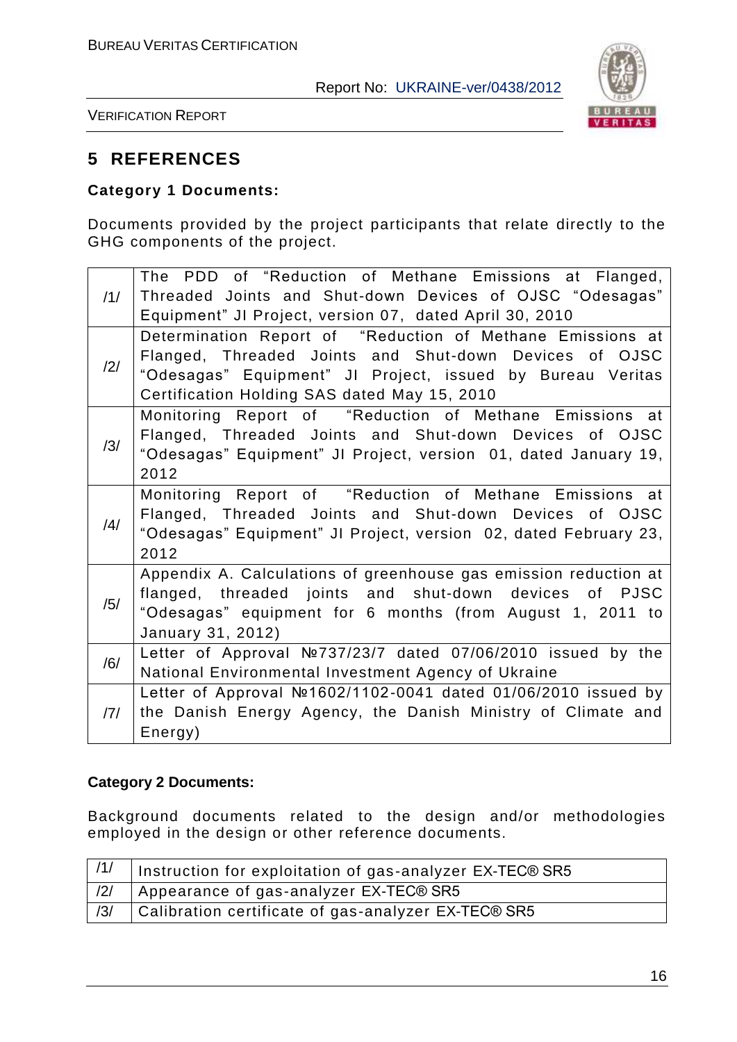# 5 REFERENCES

**Category 1 Documents:**

Documents provided by the project participants that relate directly to the GHG components of the project.

| | |
|---|---|
| /1/ | The PDD of "Reduction of Methane Emissions at Flanged, Threaded Joints and Shut-down Devices of OJSC "Odesagas" Equipment" JI Project, version 07, dated April 30, 2010 |
| /2/ | Determination Report of "Reduction of Methane Emissions at Flanged, Threaded Joints and Shut-down Devices of OJSC "Odesagas" Equipment" JI Project, issued by Bureau Veritas Certification Holding SAS dated May 15, 2010 |
| /3/ | Monitoring Report of "Reduction of Methane Emissions at Flanged, Threaded Joints and Shut-down Devices of OJSC "Odesagas" Equipment" JI Project, version 01, dated January 19, 2012 |
| /4/ | Monitoring Report of "Reduction of Methane Emissions at Flanged, Threaded Joints and Shut-down Devices of OJSC "Odesagas" Equipment" JI Project, version 02, dated February 23, 2012 |
| /5/ | Appendix A. Calculations of greenhouse gas emission reduction at flanged, threaded joints and shut-down devices of PJSC "Odesagas" equipment for 6 months (from August 1, 2011 to January 31, 2012) |
| /6/ | Letter of Approval №737/23/7 dated 07/06/2010 issued by the National Environmental Investment Agency of Ukraine |
| /7/ | Letter of Approval №1602/1102-0041 dated 01/06/2010 issued by the Danish Energy Agency, the Danish Ministry of Climate and Energy) |

**Category 2 Documents:**

Background documents related to the design and/or methodologies employed in the design or other reference documents.

| | |
|---|---|
| /1/ | Instruction for exploitation of gas-analyzer EX-TEC® SR5 |
| /2/ | Appearance of gas-analyzer EX-TEC® SR5 |
| /3/ | Calibration certificate of gas-analyzer EX-TEC® SR5 |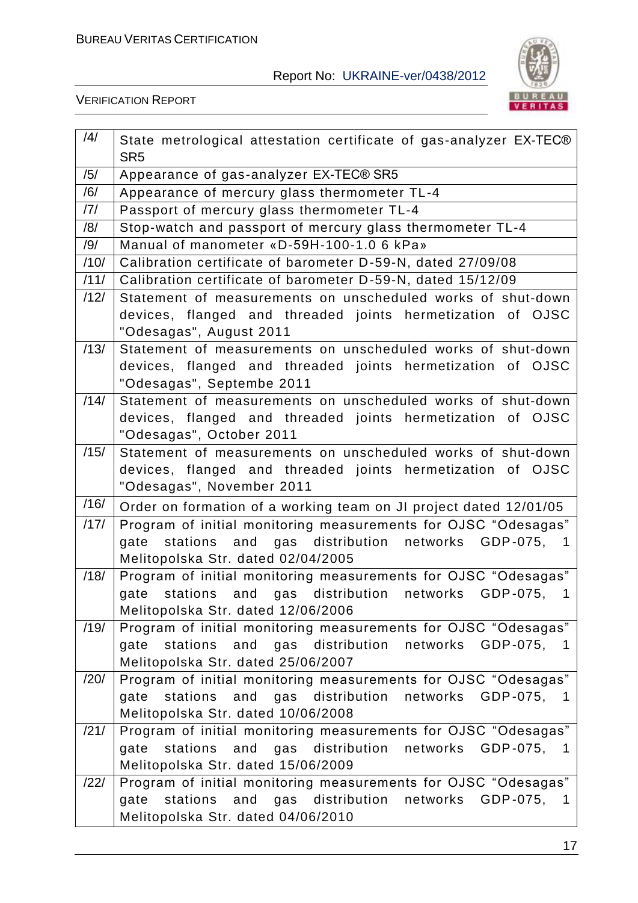| /4/ | State metrological attestation certificate of gas-analyzer EX-TEC® SR5 |
|---|---|
| /5/ | Appearance of gas-analyzer EX-TEC® SR5 |
| /6/ | Appearance of mercury glass thermometer TL-4 |
| /7/ | Passport of mercury glass thermometer TL-4 |
| /8/ | Stop-watch and passport of mercury glass thermometer TL-4 |
| /9/ | Manual of manometer «D-59H-100-1.0 6 kPa» |
| /10/ | Calibration certificate of barometer D-59-N, dated 27/09/08 |
| /11/ | Calibration certificate of barometer D-59-N, dated 15/12/09 |
| /12/ | Statement of measurements on unscheduled works of shut-down devices, flanged and threaded joints hermetization of OJSC "Odesagas", August 2011 |
| /13/ | Statement of measurements on unscheduled works of shut-down devices, flanged and threaded joints hermetization of OJSC "Odesagas", Septembe 2011 |
| /14/ | Statement of measurements on unscheduled works of shut-down devices, flanged and threaded joints hermetization of OJSC "Odesagas", October 2011 |
| /15/ | Statement of measurements on unscheduled works of shut-down devices, flanged and threaded joints hermetization of OJSC "Odesagas", November 2011 |
| /16/ | Order on formation of a working team on JI project dated 12/01/05 |
| /17/ | Program of initial monitoring measurements for OJSC "Odesagas" gate stations and gas distribution networks GDP-075, 1 Melitopolska Str. dated 02/04/2005 |
| /18/ | Program of initial monitoring measurements for OJSC "Odesagas" gate stations and gas distribution networks GDP-075, 1 Melitopolska Str. dated 12/06/2006 |
| /19/ | Program of initial monitoring measurements for OJSC "Odesagas" gate stations and gas distribution networks GDP-075, 1 Melitopolska Str. dated 25/06/2007 |
| /20/ | Program of initial monitoring measurements for OJSC "Odesagas" gate stations and gas distribution networks GDP-075, 1 Melitopolska Str. dated 10/06/2008 |
| /21/ | Program of initial monitoring measurements for OJSC "Odesagas" gate stations and gas distribution networks GDP-075, 1 Melitopolska Str. dated 15/06/2009 |
| /22/ | Program of initial monitoring measurements for OJSC "Odesagas" gate stations and gas distribution networks GDP-075, 1 Melitopolska Str. dated 04/06/2010 |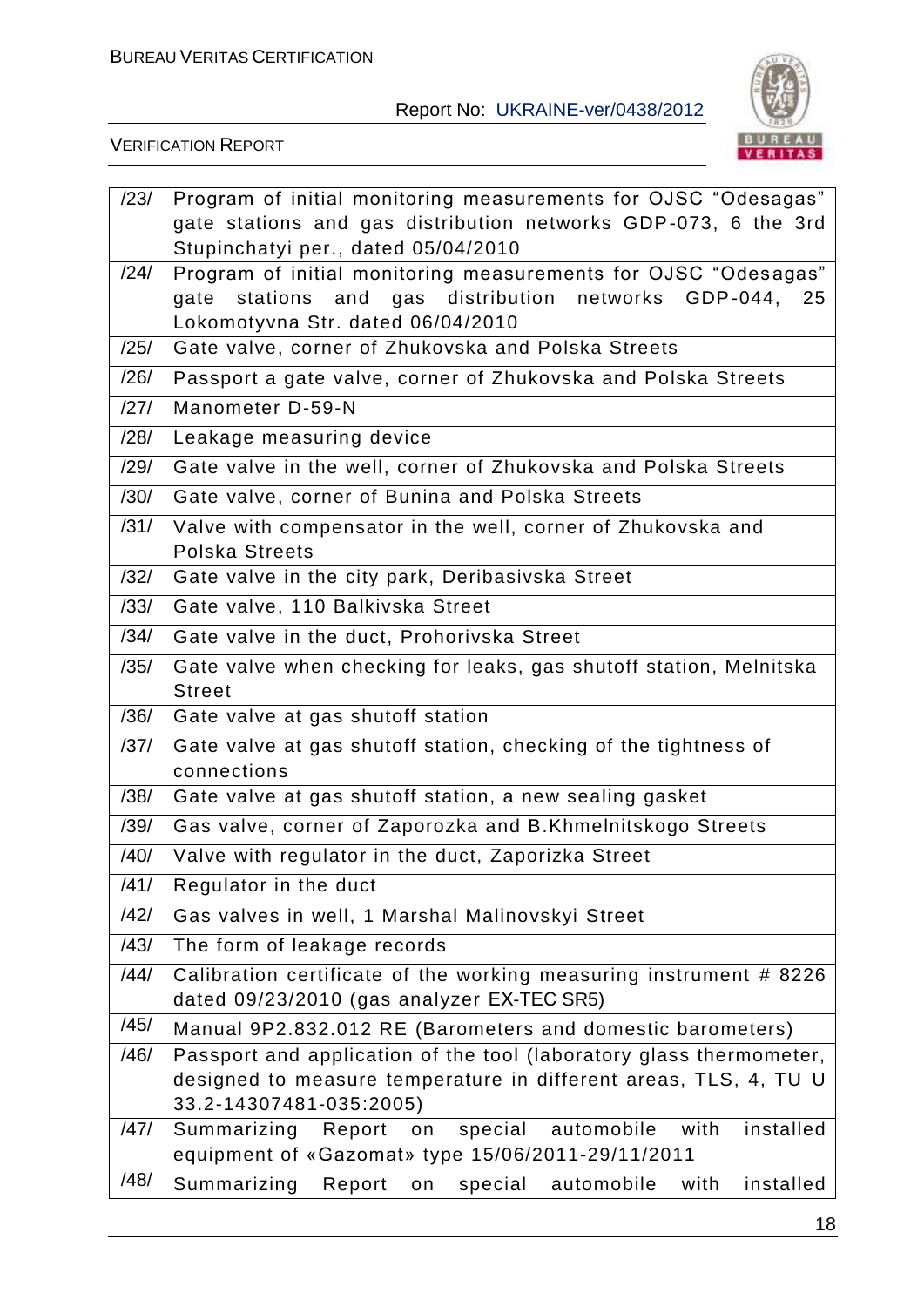| | |
|---|---|
| /23/ | Program of initial monitoring measurements for OJSC “Odesagas” gate stations and gas distribution networks GDP-073, 6 the 3rd Stupinchatyi per., dated 05/04/2010 |
| /24/ | Program of initial monitoring measurements for OJSC “Odesagas” gate stations and gas distribution networks GDP-044, 25 Lokomotyvna Str. dated 06/04/2010 |
| /25/ | Gate valve, corner of Zhukovska and Polska Streets |
| /26/ | Passport a gate valve, corner of Zhukovska and Polska Streets |
| /27/ | Manometer D-59-N |
| /28/ | Leakage measuring device |
| /29/ | Gate valve in the well, corner of Zhukovska and Polska Streets |
| /30/ | Gate valve, corner of Bunina and Polska Streets |
| /31/ | Valve with compensator in the well, corner of Zhukovska and Polska Streets |
| /32/ | Gate valve in the city park, Deribasivska Street |
| /33/ | Gate valve, 110 Balkivska Street |
| /34/ | Gate valve in the duct, Prohorivska Street |
| /35/ | Gate valve when checking for leaks, gas shutoff station, Melnitska Street |
| /36/ | Gate valve at gas shutoff station |
| /37/ | Gate valve at gas shutoff station, checking of the tightness of connections |
| /38/ | Gate valve at gas shutoff station, a new sealing gasket |
| /39/ | Gas valve, corner of Zaporozka and B.Khmelnitskogo Streets |
| /40/ | Valve with regulator in the duct, Zaporizka Street |
| /41/ | Regulator in the duct |
| /42/ | Gas valves in well, 1 Marshal Malinovskyi Street |
| /43/ | The form of leakage records |
| /44/ | Calibration certificate of the working measuring instrument # 8226 dated 09/23/2010 (gas analyzer EX-TEC SR5) |
| /45/ | Manual 9P2.832.012 RE (Barometers and domestic barometers) |
| /46/ | Passport and application of the tool (laboratory glass thermometer, designed to measure temperature in different areas, TLS, 4, TU U 33.2-14307481-035:2005) |
| /47/ | Summarizing Report on special automobile with installed equipment of «Gazomat» type 15/06/2011-29/11/2011 |
| /48/ | Summarizing Report on special automobile with installed |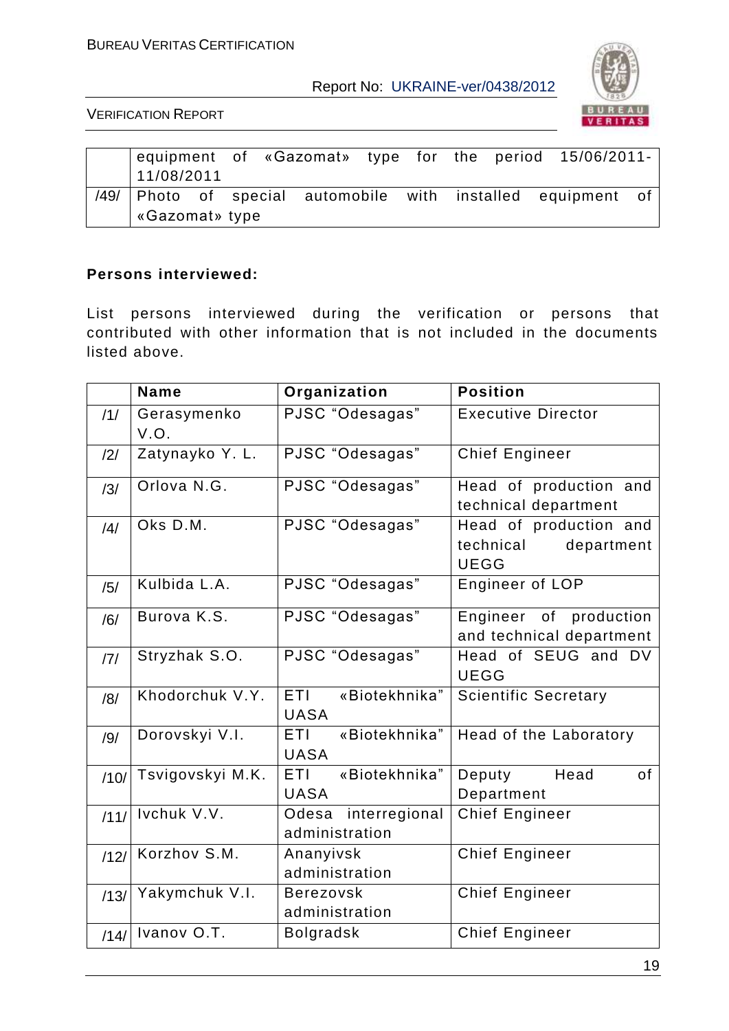| | |
|---|---|
| | equipment of «Gazomat» type for the period 15/06/2011-11/08/2011 |
| /49/ | Photo of special automobile with installed equipment of «Gazomat» type |

**Persons interviewed:**

List persons interviewed during the verification or persons that contributed with other information that is not included in the documents listed above.

| | Name | Organization | Position |
|---|---|---|---|
| /1/ | Gerasymenko V.O. | PJSC "Odesagas" | Executive Director |
| /2/ | Zatynayko Y. L. | PJSC "Odesagas" | Chief Engineer |
| /3/ | Orlova N.G. | PJSC "Odesagas" | Head of production and technical department |
| /4/ | Oks D.M. | PJSC "Odesagas" | Head of production and technical department UEGG |
| /5/ | Kulbida L.A. | PJSC "Odesagas" | Engineer of LOP |
| /6/ | Burova K.S. | PJSC "Odesagas" | Engineer of production and technical department |
| /7/ | Stryzhak S.O. | PJSC "Odesagas" | Head of SEUG and DV UEGG |
| /8/ | Khodorchuk V.Y. | ETI «Biotekhnika» UASA | Scientific Secretary |
| /9/ | Dorovskyi V.I. | ETI «Biotekhnika» UASA | Head of the Laboratory |
| /10/ | Tsvigovskyi M.K. | ETI «Biotekhnika» UASA | Deputy Head of Department |
| /11/ | Ivchuk V.V. | Odesa interregional administration | Chief Engineer |
| /12/ | Korzhov S.M. | Ananyivsk administration | Chief Engineer |
| /13/ | Yakymchuk V.I. | Berezovsk administration | Chief Engineer |
| /14/ | Ivanov O.T. | Bolgradsk | Chief Engineer |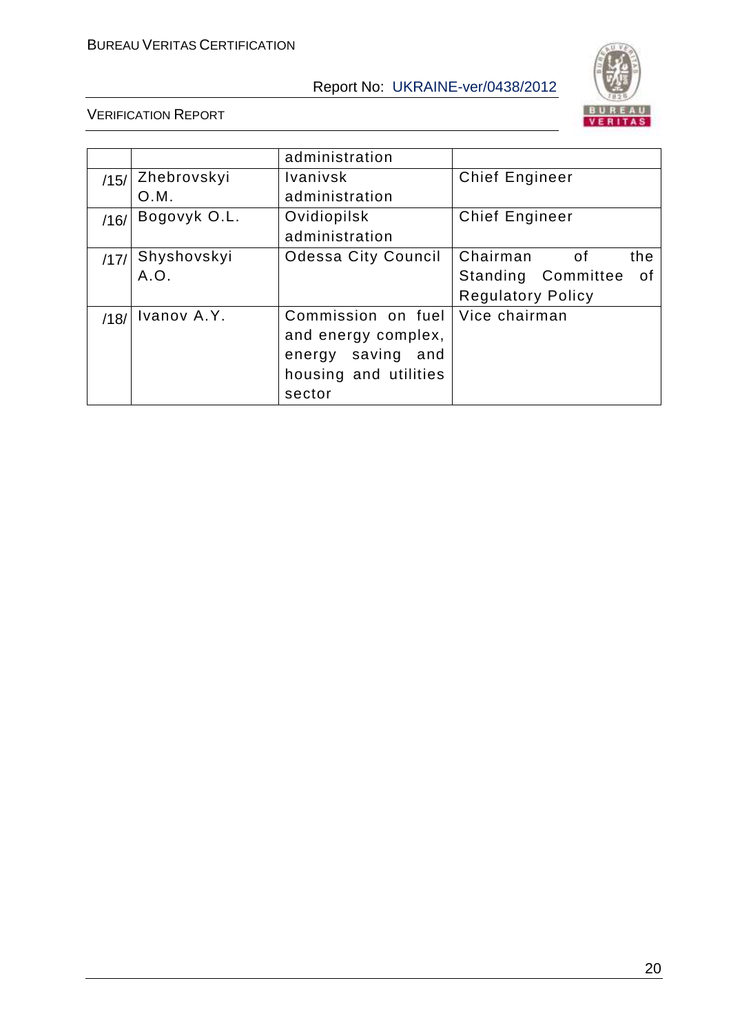| | | | |
|---|---|---|---|
| | | administration | |
| /15/ | Zhebrovskyi O.M. | Ivanivsk administration | Chief Engineer |
| /16/ | Bogovyk O.L. | Ovidiopilsk administration | Chief Engineer |
| /17/ | Shyshovskyi A.O. | Odessa City Council | Chairman of the Standing Committee of Regulatory Policy |
| /18/ | Ivanov A.Y. | Commission on fuel and energy complex, energy saving and housing and utilities sector | Vice chairman |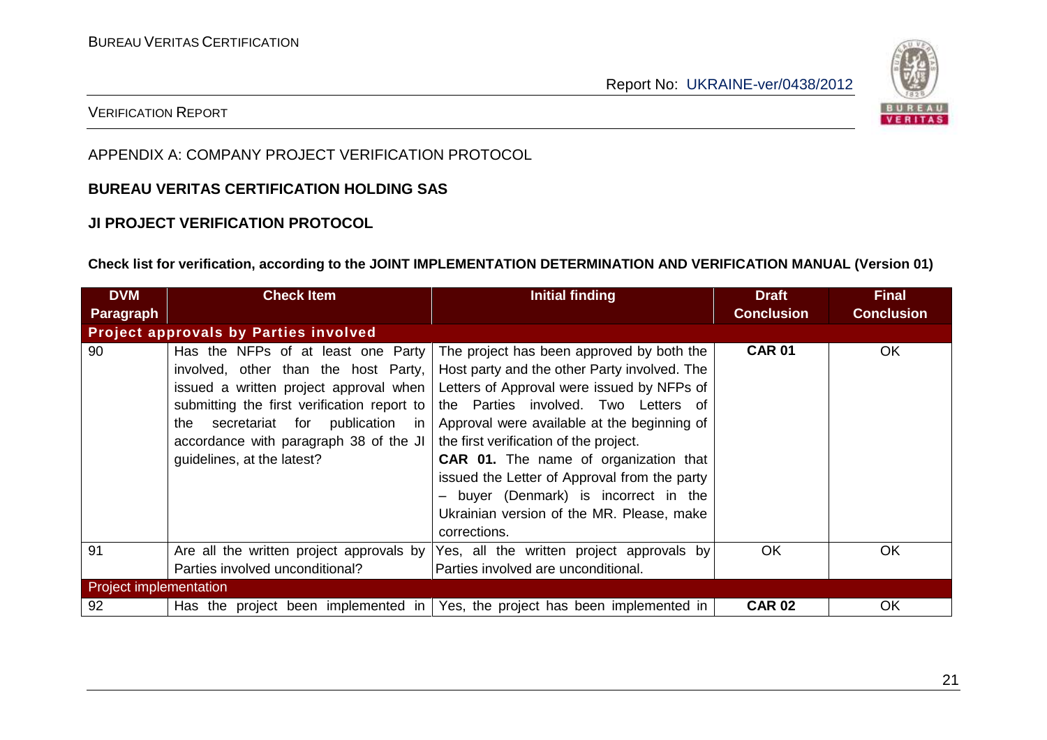## APPENDIX A: COMPANY PROJECT VERIFICATION PROTOCOL

**BUREAU VERITAS CERTIFICATION HOLDING SAS**

**JI PROJECT VERIFICATION PROTOCOL**

**Check list for verification, according to the JOINT IMPLEMENTATION DETERMINATION AND VERIFICATION MANUAL (Version 01)**

| DVM Paragraph | Check Item | Initial finding | Draft Conclusion | Final Conclusion |
|---|---|---|---|---|
| **Project approvals by Parties involved** | | | | |
| 90 | Has the NFPs of at least one Party involved, other than the host Party, issued a written project approval when submitting the first verification report to the secretariat for publication in accordance with paragraph 38 of the JI guidelines, at the latest? | The project has been approved by both the Host party and the other Party involved. The Letters of Approval were issued by NFPs of the Parties involved. Two Letters of Approval were available at the beginning of the first verification of the project.<br>**CAR 01.** The name of organization that issued the Letter of Approval from the party – buyer (Denmark) is incorrect in the Ukrainian version of the MR. Please, make corrections. | **CAR 01** | OK |
| 91 | Are all the written project approvals by Parties involved unconditional? | Yes, all the written project approvals by Parties involved are unconditional. | OK | OK |
| Project implementation | | | | |
| 92 | Has the project been implemented in | Yes, the project has been implemented in | **CAR 02** | OK |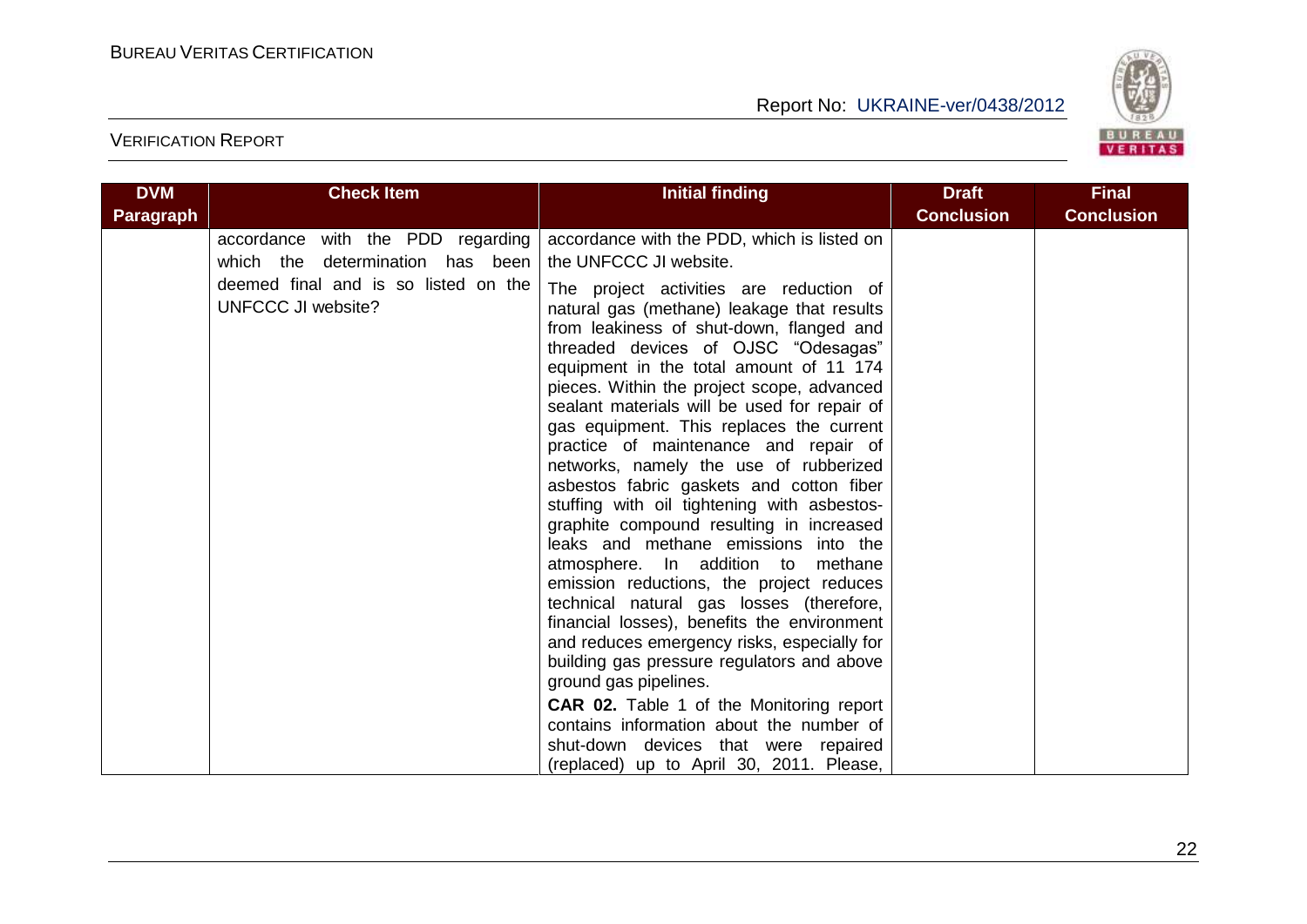| DVM Paragraph | Check Item | Initial finding | Draft Conclusion | Final Conclusion |
|---|---|---|---|---|
| | accordance with the PDD regarding which the determination has been deemed final and is so listed on the UNFCCC JI website? | accordance with the PDD, which is listed on the UNFCCC JI website.<br><br>The project activities are reduction of natural gas (methane) leakage that results from leakiness of shut-down, flanged and threaded devices of OJSC “Odesagas” equipment in the total amount of 11 174 pieces. Within the project scope, advanced sealant materials will be used for repair of gas equipment. This replaces the current practice of maintenance and repair of networks, namely the use of rubberized asbestos fabric gaskets and cotton fiber stuffing with oil tightening with asbestos-graphite compound resulting in increased leaks and methane emissions into the atmosphere. In addition to methane emission reductions, the project reduces technical natural gas losses (therefore, financial losses), benefits the environment and reduces emergency risks, especially for building gas pressure regulators and above ground gas pipelines.<br><br>**CAR 02.** Table 1 of the Monitoring report contains information about the number of shut-down devices that were repaired (replaced) up to April 30, 2011. Please, | | |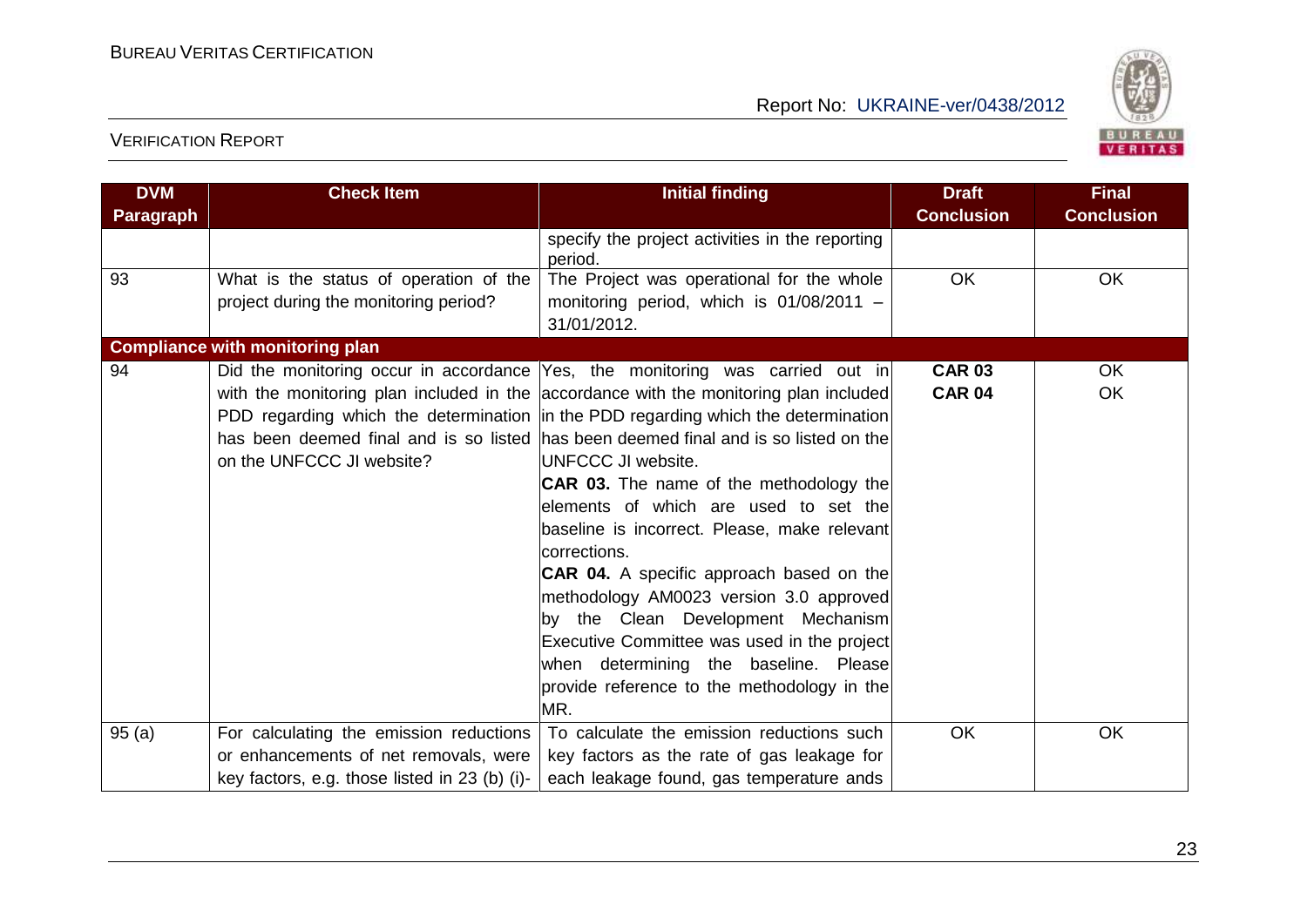| DVM Paragraph | Check Item | Initial finding | Draft Conclusion | Final Conclusion |
|---|---|---|---|---|
| | | specify the project activities in the reporting period. | | |
| 93 | What is the status of operation of the project during the monitoring period? | The Project was operational for the whole monitoring period, which is 01/08/2011 – 31/01/2012. | OK | OK |
| **Compliance with monitoring plan** | | | | |
| 94 | Did the monitoring occur in accordance with the monitoring plan included in the PDD regarding which the determination has been deemed final and is so listed on the UNFCCC JI website? | Yes, the monitoring was carried out in accordance with the monitoring plan included in the PDD regarding which the determination has been deemed final and is so listed on the UNFCCC JI website.<br>**CAR 03.** The name of the methodology the elements of which are used to set the baseline is incorrect. Please, make relevant corrections.<br>**CAR 04.** A specific approach based on the methodology AM0023 version 3.0 approved by the Clean Development Mechanism Executive Committee was used in the project when determining the baseline. Please provide reference to the methodology in the MR. | **CAR 03**<br>**CAR 04** | OK<br>OK |
| 95 (a) | For calculating the emission reductions or enhancements of net removals, were key factors, e.g. those listed in 23 (b) (i)- | To calculate the emission reductions such key factors as the rate of gas leakage for each leakage found, gas temperature ands | OK | OK |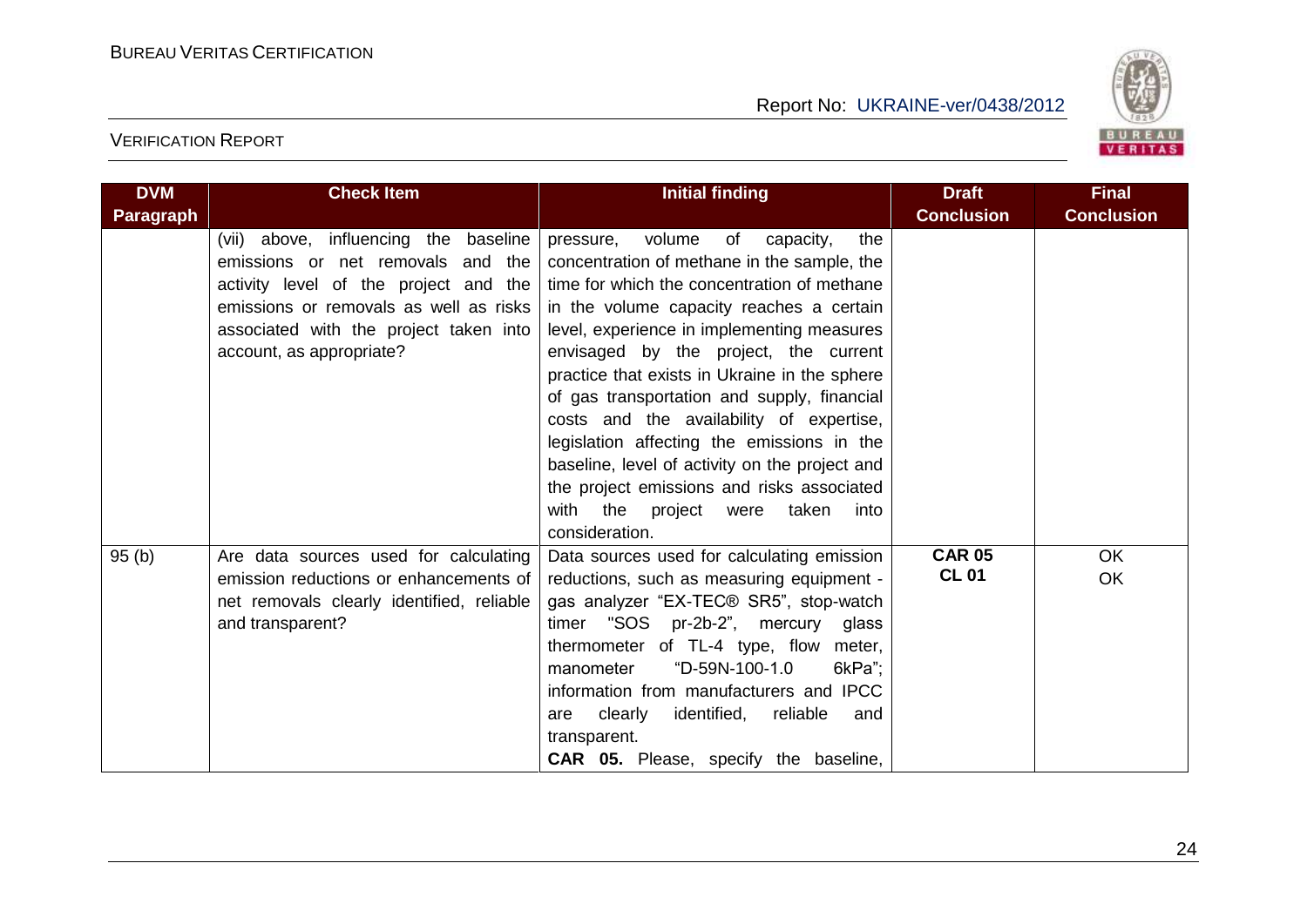| DVM Paragraph | Check Item | Initial finding | Draft Conclusion | Final Conclusion |
|---|---|---|---|---|
| | (vii) above, influencing the baseline emissions or net removals and the activity level of the project and the emissions or removals as well as risks associated with the project taken into account, as appropriate? | pressure, volume of capacity, the concentration of methane in the sample, the time for which the concentration of methane in the volume capacity reaches a certain level, experience in implementing measures envisaged by the project, the current practice that exists in Ukraine in the sphere of gas transportation and supply, financial costs and the availability of expertise, legislation affecting the emissions in the baseline, level of activity on the project and the project emissions and risks associated with the project were taken into consideration. | | |
| 95 (b) | Are data sources used for calculating emission reductions or enhancements of net removals clearly identified, reliable and transparent? | Data sources used for calculating emission reductions, such as measuring equipment - gas analyzer "EX-TEC® SR5", stop-watch timer "SOS pr-2b-2", mercury glass thermometer of TL-4 type, flow meter, manometer "D-59N-100-1.0 6kPa"; information from manufacturers and IPCC are clearly identified, reliable and transparent.<br>**CAR 05.** Please, specify the baseline, | **CAR 05**<br>**CL 01** | OK<br>OK |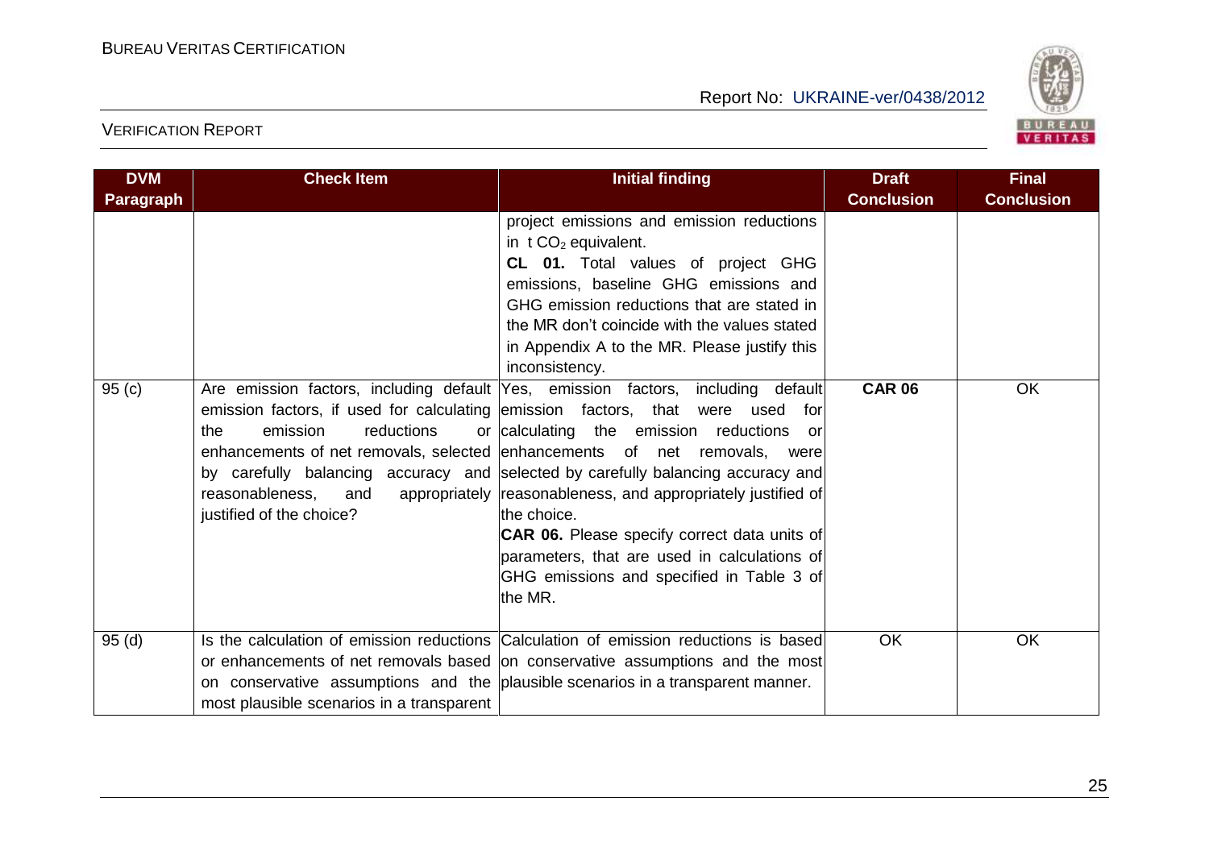| DVM Paragraph | Check Item | Initial finding | Draft Conclusion | Final Conclusion |
|---|---|---|---|---|
| | | project emissions and emission reductions in t $CO_2$ equivalent.<br>**CL 01.** Total values of project GHG emissions, baseline GHG emissions and GHG emission reductions that are stated in the MR don't coincide with the values stated in Appendix A to the MR. Please justify this inconsistency. | | |
| 95 (c) | Are emission factors, including default emission factors, if used for calculating the emission reductions or enhancements of net removals, selected by carefully balancing accuracy and reasonableness, and appropriately justified of the choice? | Yes, emission factors, including default emission factors, that were used for calculating the emission reductions or enhancements of net removals, were selected by carefully balancing accuracy and reasonableness, and appropriately justified of the choice.<br>**CAR 06.** Please specify correct data units of parameters, that are used in calculations of GHG emissions and specified in Table 3 of the MR. | **CAR 06** | OK |
| 95 (d) | Is the calculation of emission reductions or enhancements of net removals based on conservative assumptions and the most plausible scenarios in a transparent | Calculation of emission reductions is based on conservative assumptions and the most plausible scenarios in a transparent manner. | OK | OK |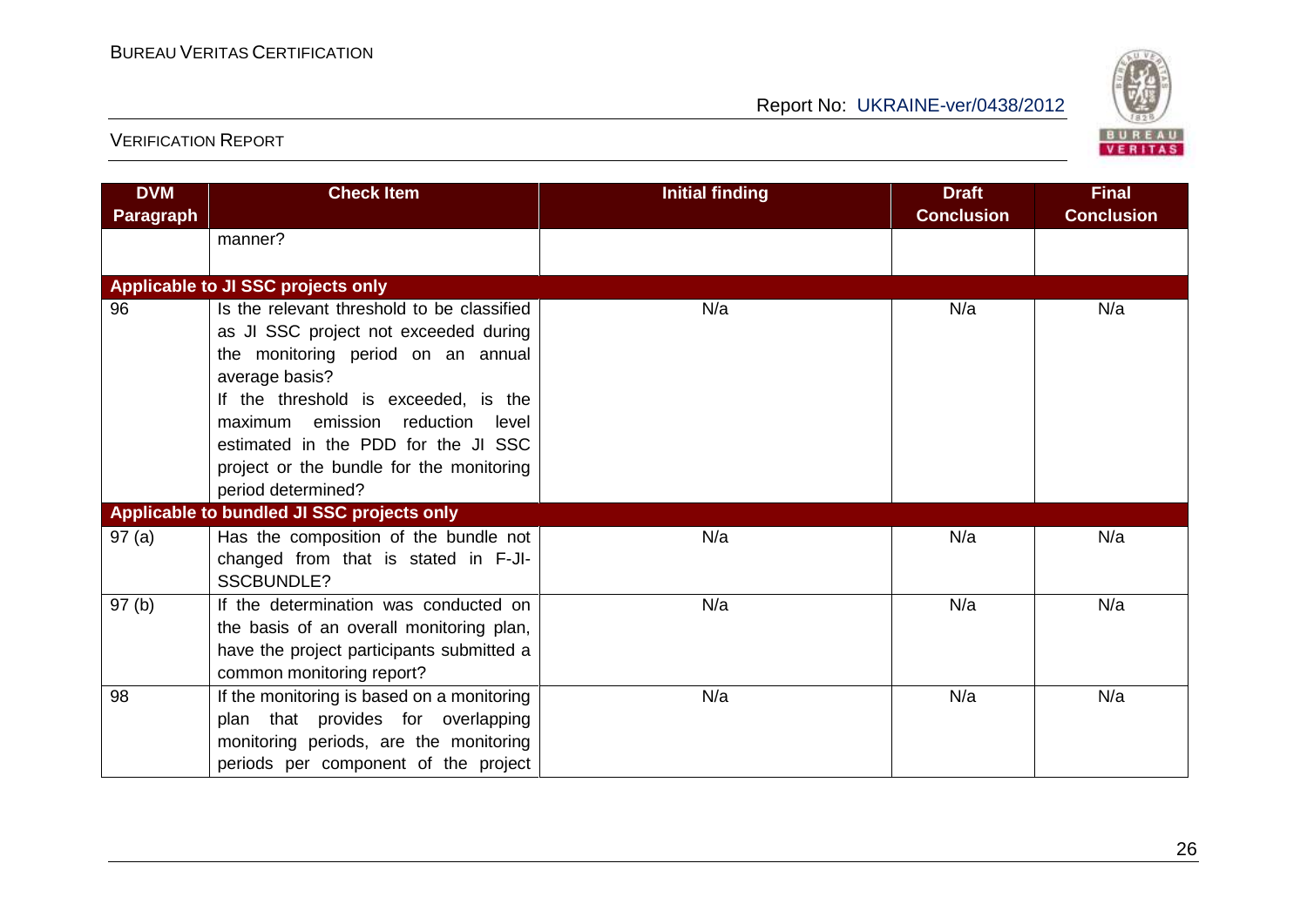| DVM Paragraph | Check Item | Initial finding | Draft Conclusion | Final Conclusion |
|---|---|---|---|---|
| | manner? | | | |
| **Applicable to JI SSC projects only** | | | | |
| 96 | Is the relevant threshold to be classified as JI SSC project not exceeded during the monitoring period on an annual average basis? If the threshold is exceeded, is the maximum emission reduction level estimated in the PDD for the JI SSC project or the bundle for the monitoring period determined? | N/a | N/a | N/a |
| **Applicable to bundled JI SSC projects only** | | | | |
| 97 (a) | Has the composition of the bundle not changed from that is stated in F-JI-SSCBUNDLE? | N/a | N/a | N/a |
| 97 (b) | If the determination was conducted on the basis of an overall monitoring plan, have the project participants submitted a common monitoring report? | N/a | N/a | N/a |
| 98 | If the monitoring is based on a monitoring plan that provides for overlapping monitoring periods, are the monitoring periods per component of the project | N/a | N/a | N/a |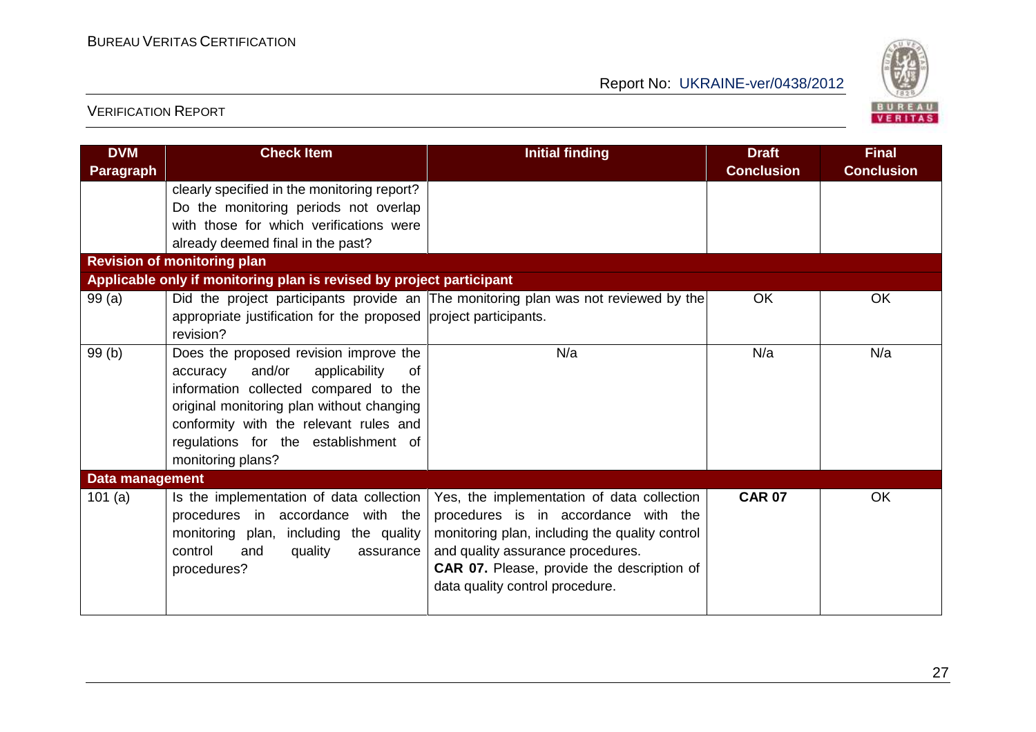| DVM Paragraph | Check Item | Initial finding | Draft Conclusion | Final Conclusion |
|---|---|---|---|---|
| | clearly specified in the monitoring report? Do the monitoring periods not overlap with those for which verifications were already deemed final in the past? | | | |
| **Revision of monitoring plan** | | | | |
| **Applicable only if monitoring plan is revised by project participant** | | | | |
| 99 (a) | Did the project participants provide an appropriate justification for the proposed revision? | The monitoring plan was not reviewed by the project participants. | OK | OK |
| 99 (b) | Does the proposed revision improve the accuracy and/or applicability of information collected compared to the original monitoring plan without changing conformity with the relevant rules and regulations for the establishment of monitoring plans? | N/a | N/a | N/a |
| **Data management** | | | | |
| 101 (a) | Is the implementation of data collection procedures in accordance with the monitoring plan, including the quality control and quality assurance procedures? | Yes, the implementation of data collection procedures is in accordance with the monitoring plan, including the quality control and quality assurance procedures. **CAR 07.** Please, provide the description of data quality control procedure. | **CAR 07** | OK |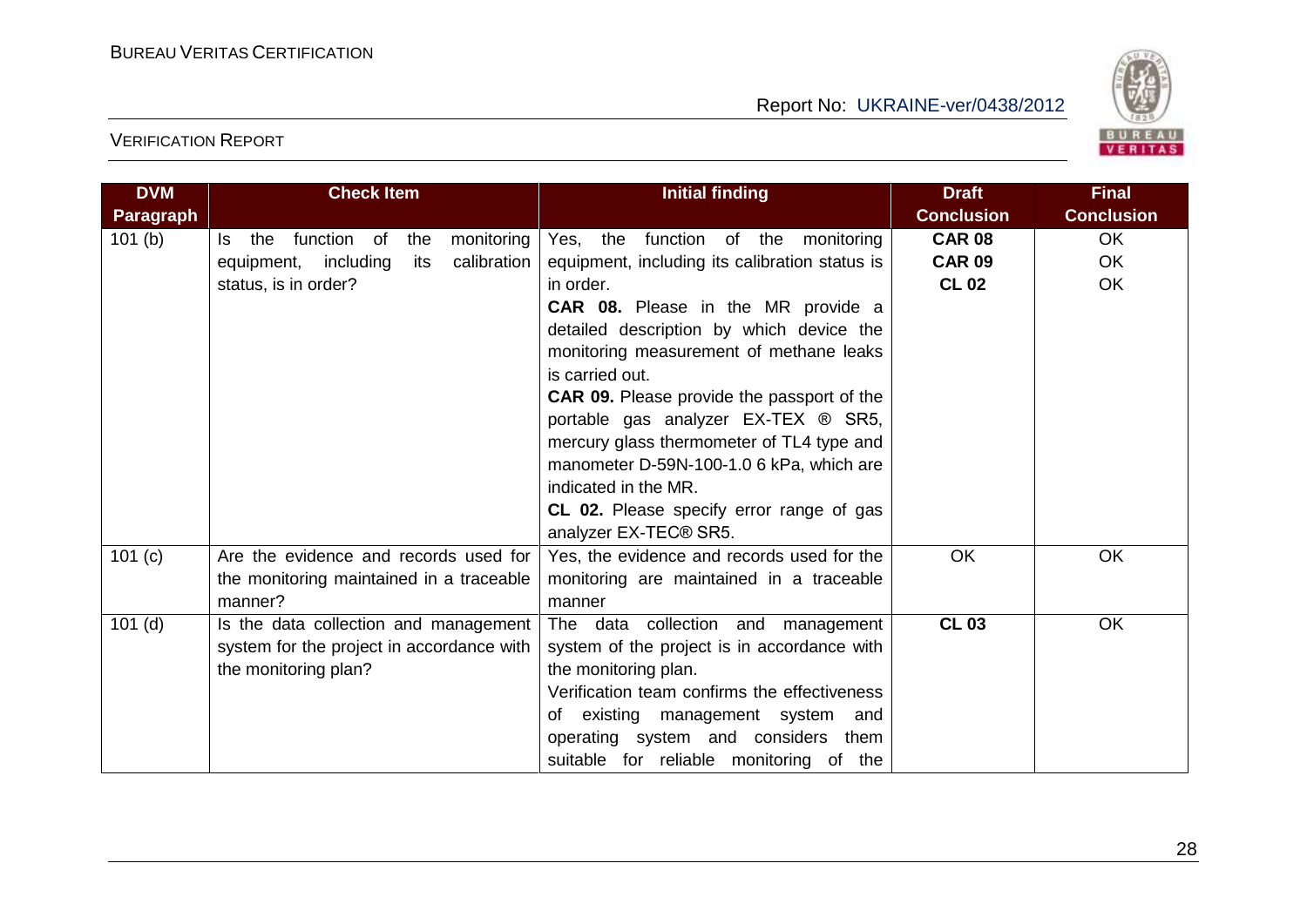| DVM Paragraph | Check Item | Initial finding | Draft Conclusion | Final Conclusion |
|---|---|---|---|---|
| 101 (b) | Is the function of the monitoring equipment, including its calibration status, is in order? | Yes, the function of the monitoring equipment, including its calibration status is in order.<br>**CAR 08.** Please in the MR provide a detailed description by which device the monitoring measurement of methane leaks is carried out.<br>**CAR 09.** Please provide the passport of the portable gas analyzer EX-TEX ® SR5, mercury glass thermometer of TL4 type and manometer D-59N-100-1.0 6 kPa, which are indicated in the MR.<br>**CL 02.** Please specify error range of gas analyzer EX-TEC® SR5. | **CAR 08**<br>**CAR 09**<br>**CL 02** | OK<br>OK<br>OK |
| 101 (c) | Are the evidence and records used for the monitoring maintained in a traceable manner? | Yes, the evidence and records used for the monitoring are maintained in a traceable manner | OK | OK |
| 101 (d) | Is the data collection and management system for the project in accordance with the monitoring plan? | The data collection and management system of the project is in accordance with the monitoring plan.<br>Verification team confirms the effectiveness of existing management system and operating system and considers them suitable for reliable monitoring of the | **CL 03** | OK |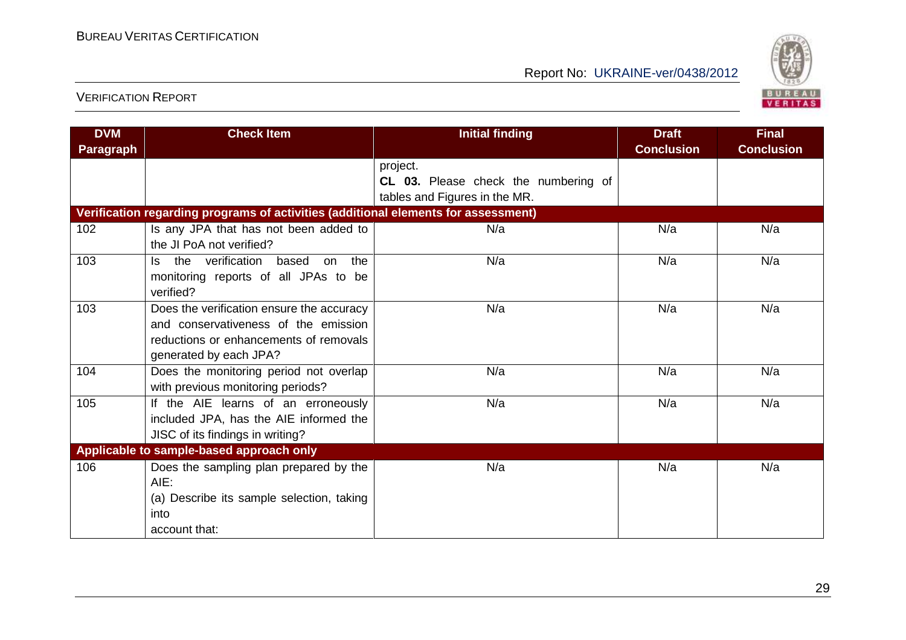| DVM Paragraph | Check Item | Initial finding | Draft Conclusion | Final Conclusion |
|---|---|---|---|---|
| | | project.<br>**CL 03.** Please check the numbering of tables and Figures in the MR. | | |
| **Verification regarding programs of activities (additional elements for assessment)** | | | | |
| 102 | Is any JPA that has not been added to the JI PoA not verified? | N/a | N/a | N/a |
| 103 | Is the verification based on the monitoring reports of all JPAs to be verified? | N/a | N/a | N/a |
| 103 | Does the verification ensure the accuracy and conservativeness of the emission reductions or enhancements of removals generated by each JPA? | N/a | N/a | N/a |
| 104 | Does the monitoring period not overlap with previous monitoring periods? | N/a | N/a | N/a |
| 105 | If the AIE learns of an erroneously included JPA, has the AIE informed the JISC of its findings in writing? | N/a | N/a | N/a |
| **Applicable to sample-based approach only** | | | | |
| 106 | Does the sampling plan prepared by the AIE:<br>(a) Describe its sample selection, taking into account that: | N/a | N/a | N/a |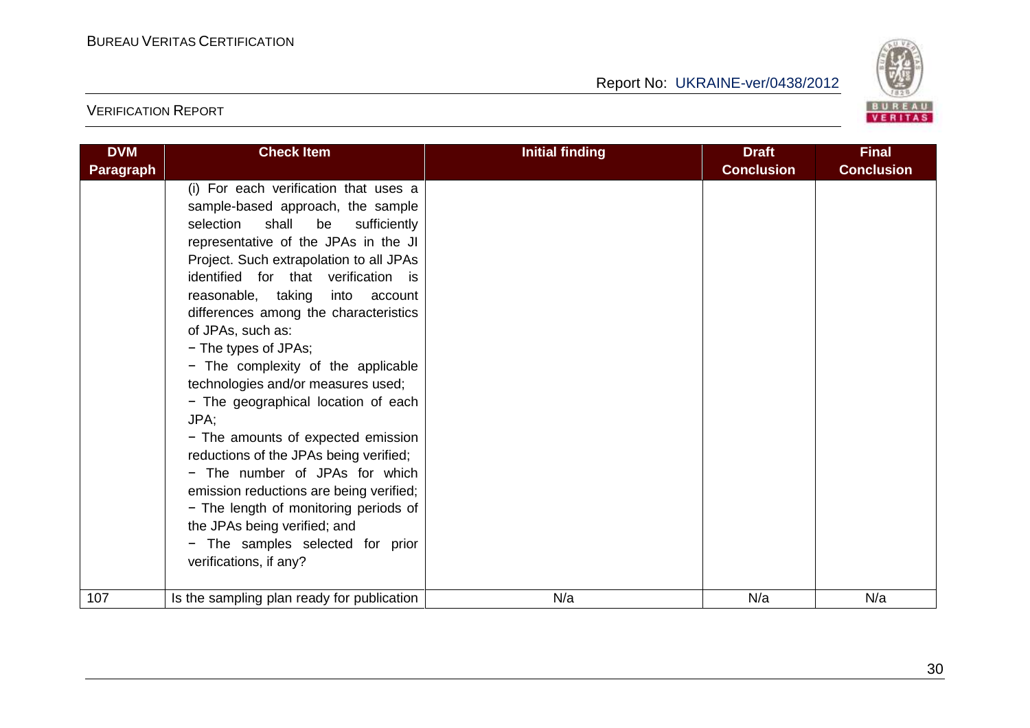| DVM Paragraph | Check Item | Initial finding | Draft Conclusion | Final Conclusion |
|---|---|---|---|---|
| | (i) For each verification that uses a sample-based approach, the sample selection shall be sufficiently representative of the JPAs in the JI Project. Such extrapolation to all JPAs identified for that verification is reasonable, taking into account differences among the characteristics of JPAs, such as: <br>− The types of JPAs; <br>− The complexity of the applicable technologies and/or measures used; <br>− The geographical location of each JPA; <br>− The amounts of expected emission reductions of the JPAs being verified; <br>− The number of JPAs for which emission reductions are being verified; <br>− The length of monitoring periods of the JPAs being verified; and <br>− The samples selected for prior verifications, if any? | | | |
| 107 | Is the sampling plan ready for publication | N/a | N/a | N/a |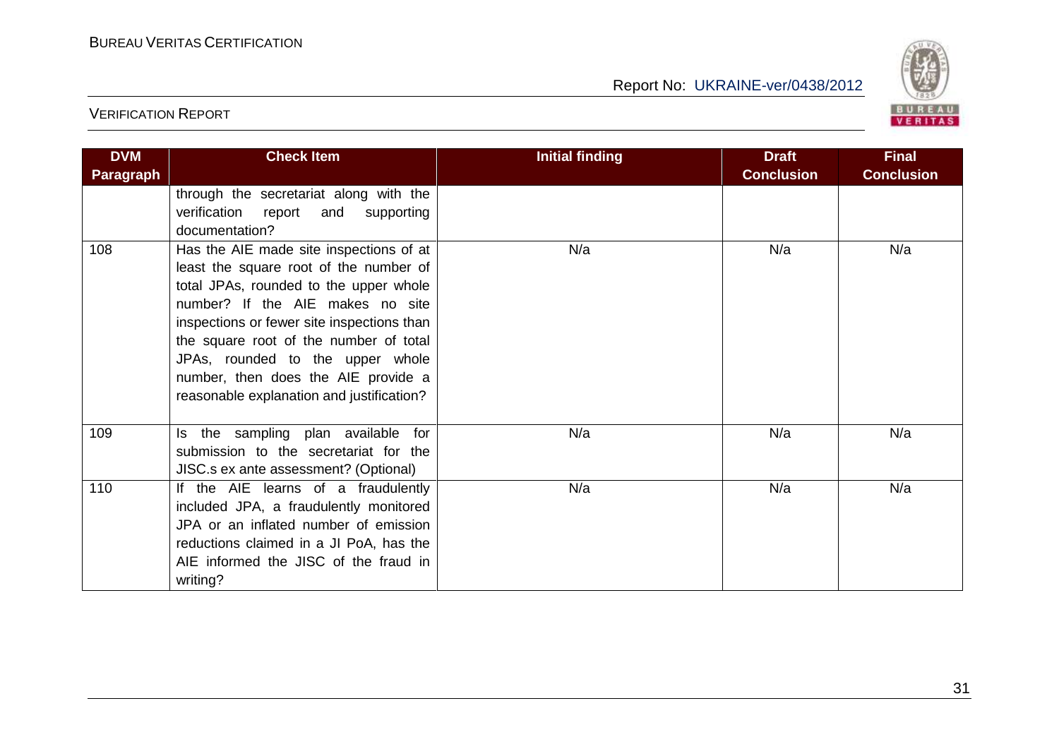| DVM Paragraph | Check Item | Initial finding | Draft Conclusion | Final Conclusion |
|---|---|---|---|---|
| | through the secretariat along with the verification report and supporting documentation? | | | |
| 108 | Has the AIE made site inspections of at least the square root of the number of total JPAs, rounded to the upper whole number? If the AIE makes no site inspections or fewer site inspections than the square root of the number of total JPAs, rounded to the upper whole number, then does the AIE provide a reasonable explanation and justification? | N/a | N/a | N/a |
| 109 | Is the sampling plan available for submission to the secretariat for the JISC.s ex ante assessment? (Optional) | N/a | N/a | N/a |
| 110 | If the AIE learns of a fraudulently included JPA, a fraudulently monitored JPA or an inflated number of emission reductions claimed in a JI PoA, has the AIE informed the JISC of the fraud in writing? | N/a | N/a | N/a |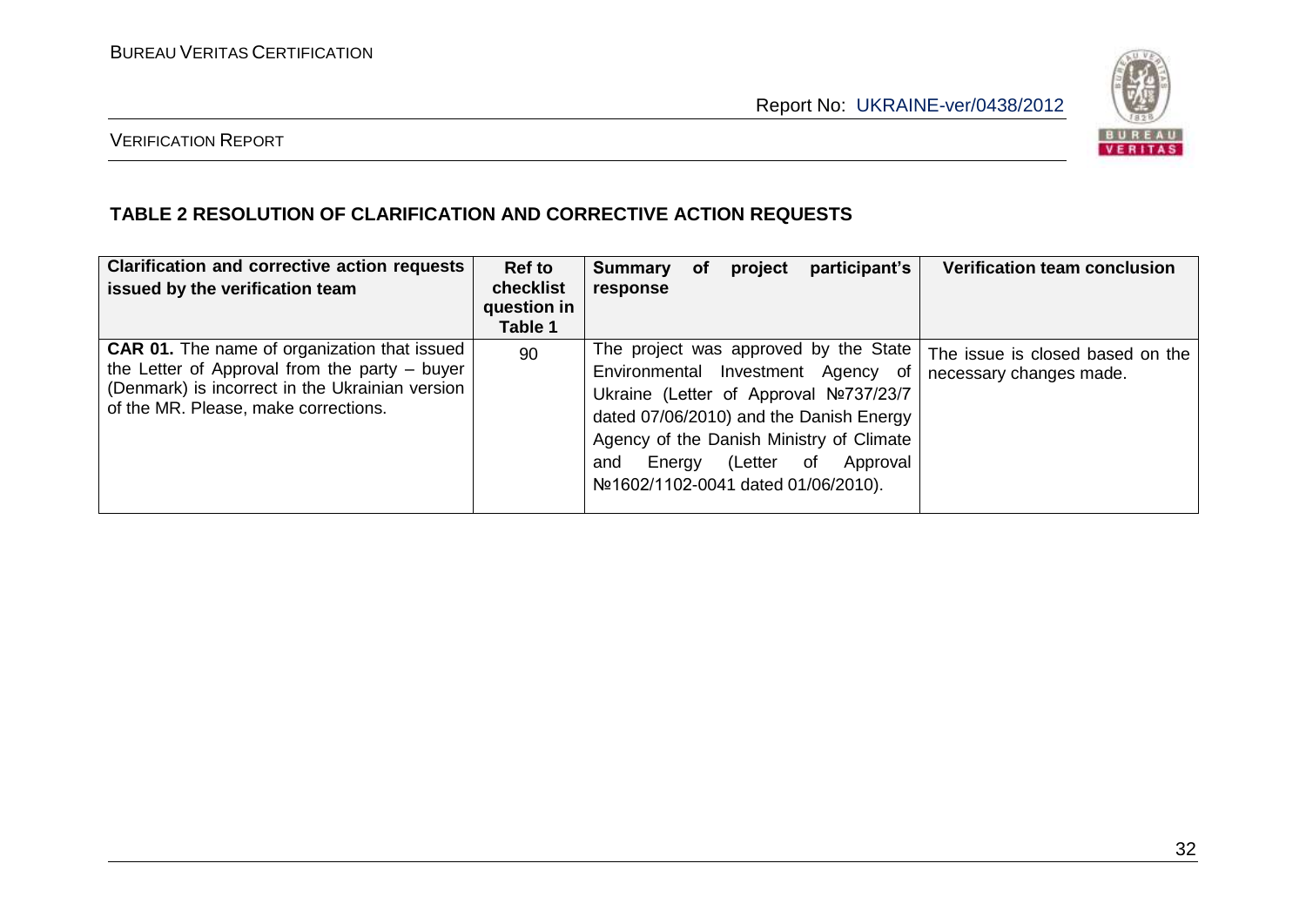## TABLE 2 RESOLUTION OF CLARIFICATION AND CORRECTIVE ACTION REQUESTS

| Clarification and corrective action requests issued by the verification team | Ref to checklist question in Table 1 | Summary of project participant's response | Verification team conclusion |
|---|---|---|---|
| **CAR 01.** The name of organization that issued the Letter of Approval from the party – buyer (Denmark) is incorrect in the Ukrainian version of the MR. Please, make corrections. | 90 | The project was approved by the State Environmental Investment Agency of Ukraine (Letter of Approval №737/23/7 dated 07/06/2010) and the Danish Energy Agency of the Danish Ministry of Climate and Energy (Letter of Approval №1602/1102-0041 dated 01/06/2010). | The issue is closed based on the necessary changes made. |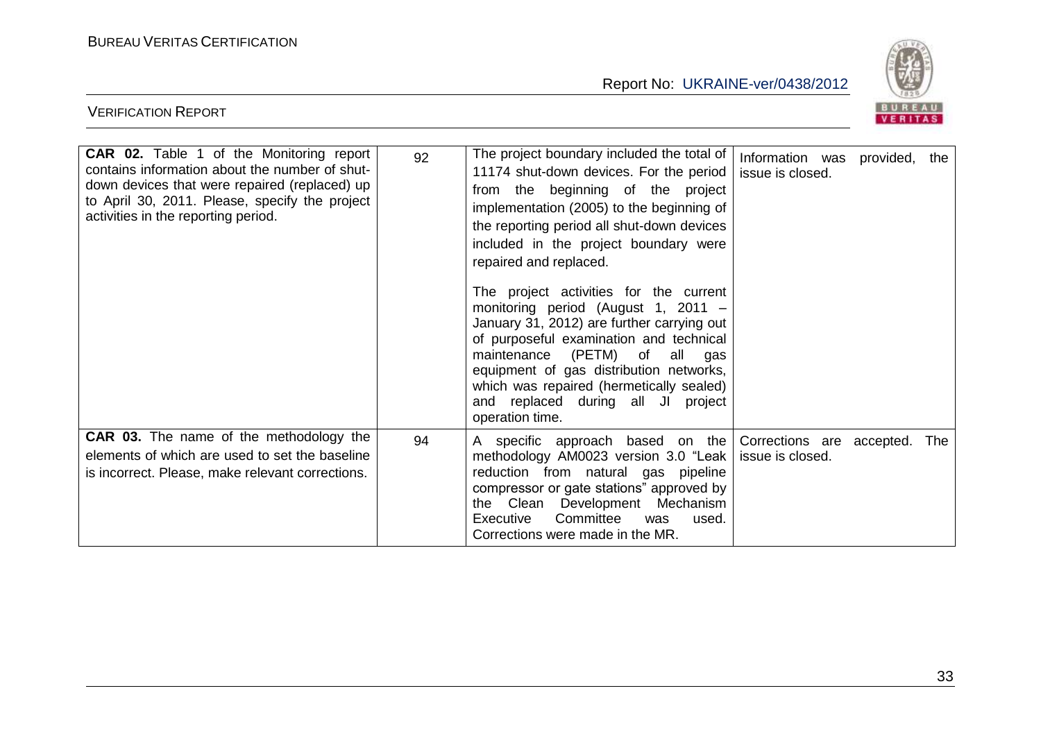| | | | |
|---|---|---|---|
| **CAR 02.** Table 1 of the Monitoring report contains information about the number of shut-down devices that were repaired (replaced) up to April 30, 2011. Please, specify the project activities in the reporting period. | 92 | The project boundary included the total of 11174 shut-down devices. For the period from the beginning of the project implementation (2005) to the beginning of the reporting period all shut-down devices included in the project boundary were repaired and replaced.<br><br>The project activities for the current monitoring period (August 1, 2011 – January 31, 2012) are further carrying out of purposeful examination and technical maintenance (PETM) of all gas equipment of gas distribution networks, which was repaired (hermetically sealed) and replaced during all JI project operation time. | Information was provided, the issue is closed. |
| **CAR 03.** The name of the methodology the elements of which are used to set the baseline is incorrect. Please, make relevant corrections. | 94 | A specific approach based on the methodology AM0023 version 3.0 "Leak reduction from natural gas pipeline compressor or gate stations" approved by the Clean Development Mechanism Executive Committee was used. Corrections were made in the MR. | Corrections are accepted. The issue is closed. |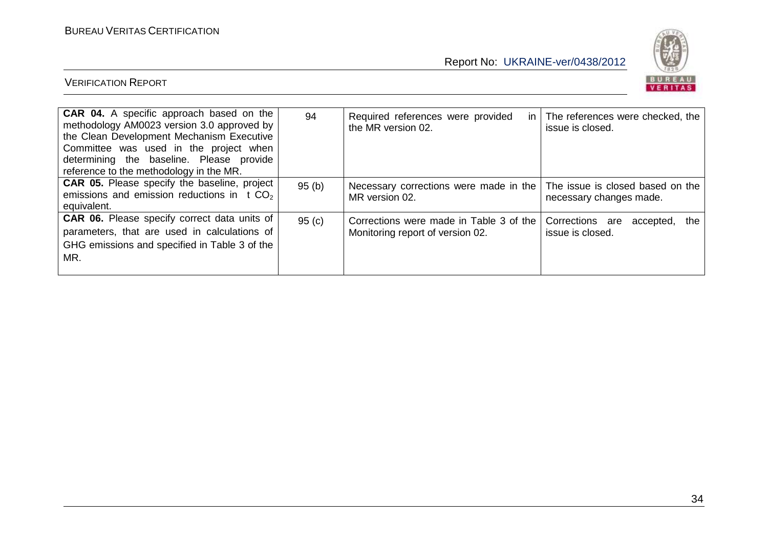| | | | |
|---|---|---|---|
| **CAR 04.** A specific approach based on the methodology AM0023 version 3.0 approved by the Clean Development Mechanism Executive Committee was used in the project when determining the baseline. Please provide reference to the methodology in the MR. | 94 | Required references were provided in the MR version 02. | The references were checked, the issue is closed. |
| **CAR 05.** Please specify the baseline, project emissions and emission reductions in t $CO_2$ equivalent. | 95 (b) | Necessary corrections were made in the MR version 02. | The issue is closed based on the necessary changes made. |
| **CAR 06.** Please specify correct data units of parameters, that are used in calculations of GHG emissions and specified in Table 3 of the MR. | 95 (c) | Corrections were made in Table 3 of the Monitoring report of version 02. | Corrections are accepted, the issue is closed. |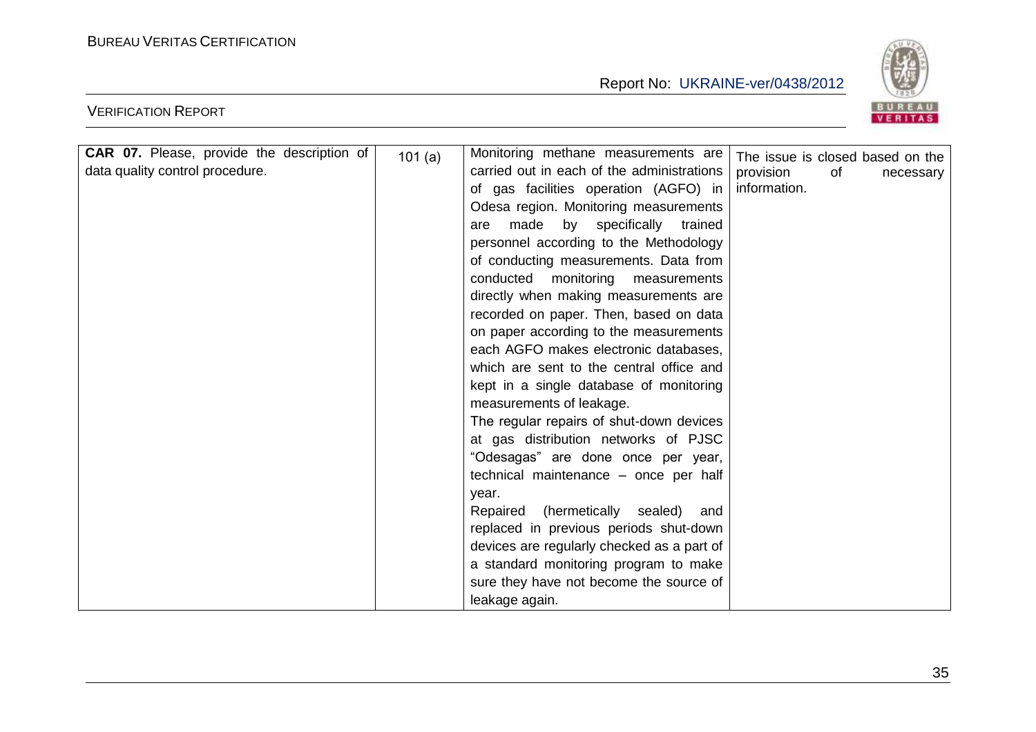| **CAR 07.** Please, provide the description of data quality control procedure. | 101 (a) | Monitoring methane measurements are carried out in each of the administrations of gas facilities operation (AGFO) in Odesa region. Monitoring measurements are made by specifically trained personnel according to the Methodology of conducting measurements. Data from conducted monitoring measurements directly when making measurements are recorded on paper. Then, based on data on paper according to the measurements each AGFO makes electronic databases, which are sent to the central office and kept in a single database of monitoring measurements of leakage.<br>The regular repairs of shut-down devices at gas distribution networks of PJSC "Odesagas" are done once per year, technical maintenance – once per half year.<br>Repaired (hermetically sealed) and replaced in previous periods shut-down devices are regularly checked as a part of a standard monitoring program to make sure they have not become the source of leakage again. | The issue is closed based on the provision of necessary information. |
|---|---|---|---|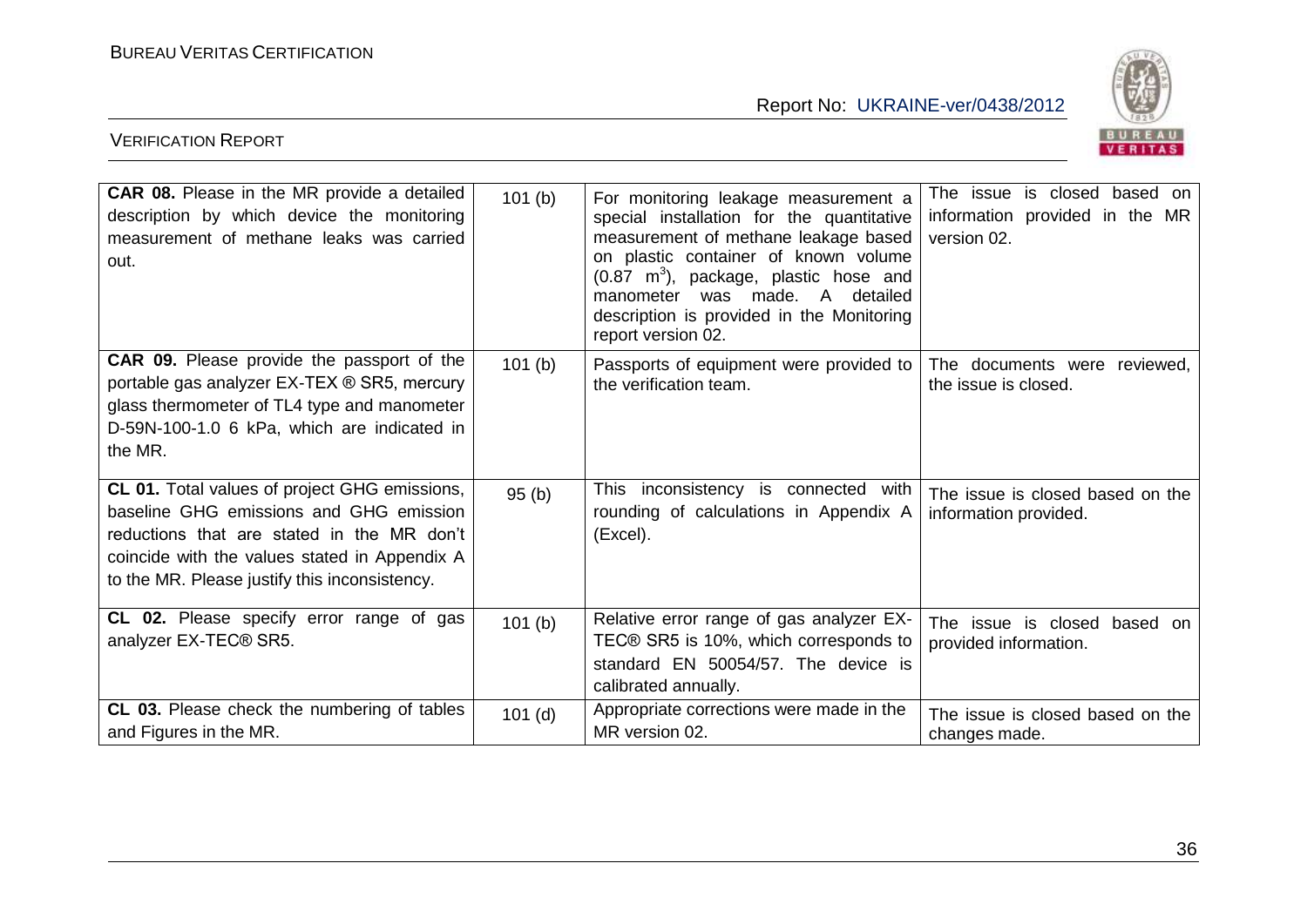| | | | |
|---|---|---|---|
| **CAR 08.** Please in the MR provide a detailed description by which device the monitoring measurement of methane leaks was carried out. | 101 (b) | For monitoring leakage measurement a special installation for the quantitative measurement of methane leakage based on plastic container of known volume (0.87 $m^3$), package, plastic hose and manometer was made. A detailed description is provided in the Monitoring report version 02. | The issue is closed based on information provided in the MR version 02. |
| **CAR 09.** Please provide the passport of the portable gas analyzer EX-TEX ® SR5, mercury glass thermometer of TL4 type and manometer D-59N-100-1.0 6 kPa, which are indicated in the MR. | 101 (b) | Passports of equipment were provided to the verification team. | The documents were reviewed, the issue is closed. |
| **CL 01.** Total values of project GHG emissions, baseline GHG emissions and GHG emission reductions that are stated in the MR don't coincide with the values stated in Appendix A to the MR. Please justify this inconsistency. | 95 (b) | This inconsistency is connected with rounding of calculations in Appendix A (Excel). | The issue is closed based on the information provided. |
| **CL 02.** Please specify error range of gas analyzer EX-TEC® SR5. | 101 (b) | Relative error range of gas analyzer EX-TEC® SR5 is 10%, which corresponds to standard EN 50054/57. The device is calibrated annually. | The issue is closed based on provided information. |
| **CL 03.** Please check the numbering of tables and Figures in the MR. | 101 (d) | Appropriate corrections were made in the MR version 02. | The issue is closed based on the changes made. |